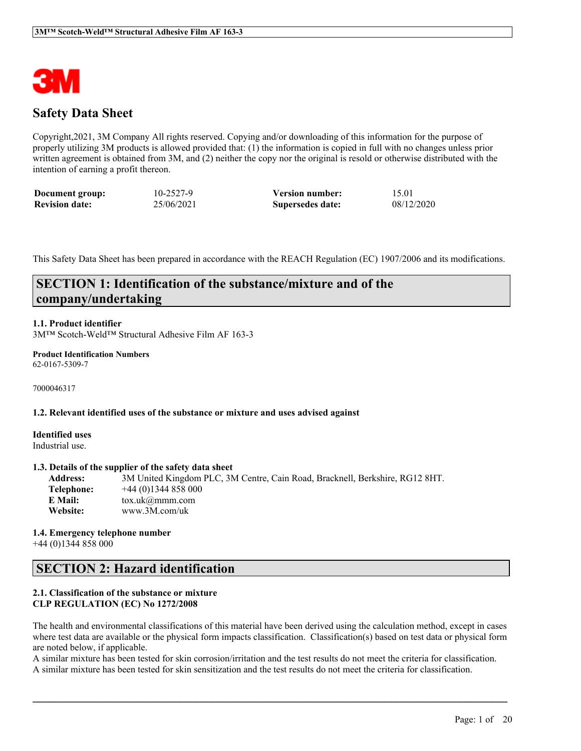# Safety Data Sheet

Copyright,2021, 3M Company All rights reserved. Copying and/or downloading of this information for the purpose of properly utilizing 3M products is allowed provided that: (1) the information is copied in full with no changes unless prior written agreement is obtained from 3M, and (2) neither the copy nor the original is resold or otherwise distributed with the intention of earning a profit thereon.

| | | | |
|---|---|---|---|
| **Document group:** | 10-2527-9 | **Version number:** | 15.01 |
| **Revision date:** | 25/06/2021 | **Supersedes date:** | 08/12/2020 |

This Safety Data Sheet has been prepared in accordance with the REACH Regulation (EC) 1907/2006 and its modifications.

## SECTION 1: Identification of the substance/mixture and of the company/undertaking

### 1.1. Product identifier

3M™ Scotch-Weld™ Structural Adhesive Film AF 163-3

**Product Identification Numbers**

62-0167-5309-7

7000046317

### 1.2. Relevant identified uses of the substance or mixture and uses advised against

**Identified uses**

Industrial use.

### 1.3. Details of the supplier of the safety data sheet

| | |
|---|---|
| **Address:** | 3M United Kingdom PLC, 3M Centre, Cain Road, Bracknell, Berkshire, RG12 8HT. |
| **Telephone:** | +44 (0)1344 858 000 |
| **E Mail:** | tox.uk@mmm.com |
| **Website:** | www.3M.com/uk |

### 1.4. Emergency telephone number

+44 (0)1344 858 000

## SECTION 2: Hazard identification

### 2.1. Classification of the substance or mixture

**CLP REGULATION (EC) No 1272/2008**

The health and environmental classifications of this material have been derived using the calculation method, except in cases where test data are available or the physical form impacts classification. Classification(s) based on test data or physical form are noted below, if applicable.

A similar mixture has been tested for skin corrosion/irritation and the test results do not meet the criteria for classification.

A similar mixture has been tested for skin sensitization and the test results do not meet the criteria for classification.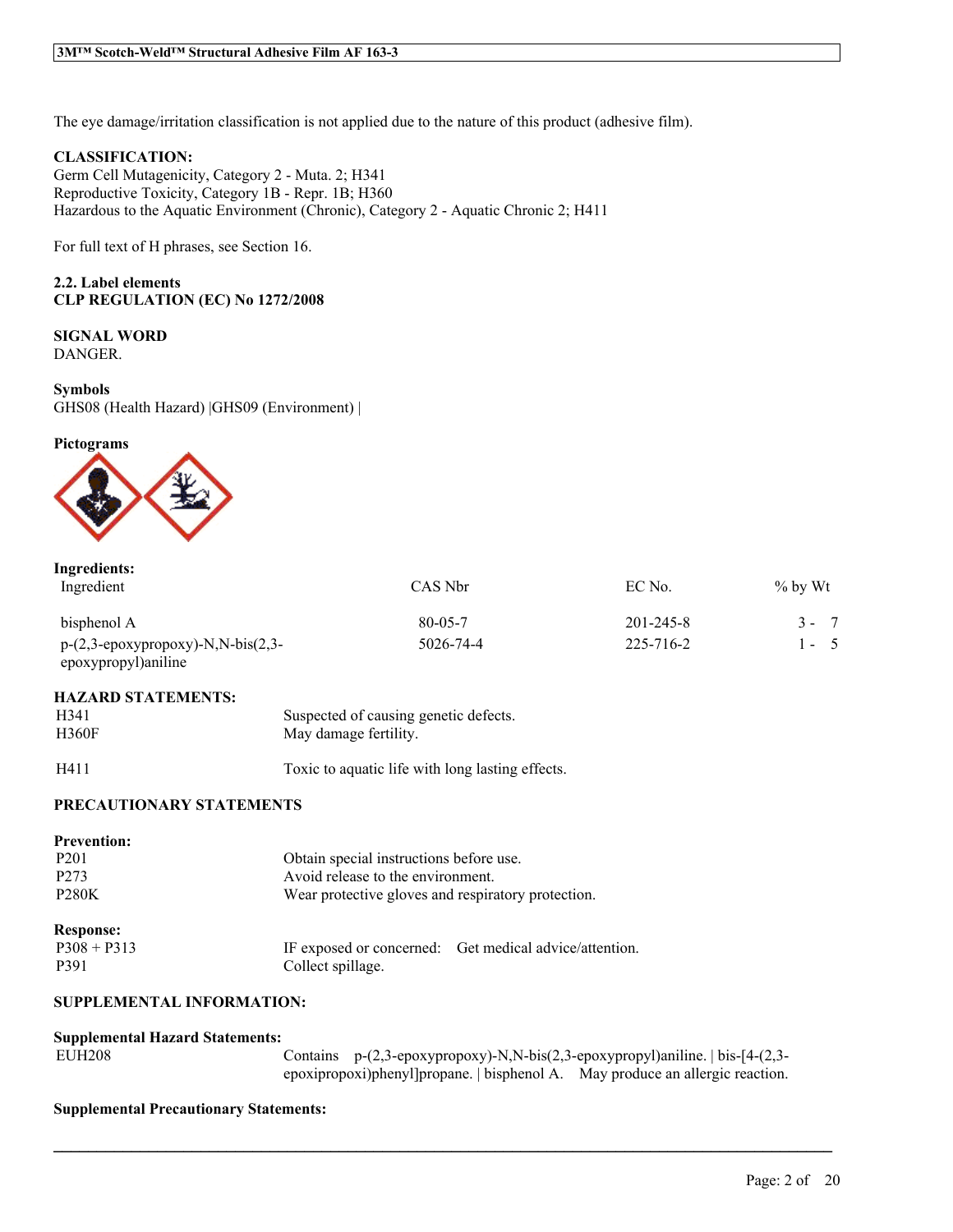The eye damage/irritation classification is not applied due to the nature of this product (adhesive film).

**CLASSIFICATION:**
Germ Cell Mutagenicity, Category 2 - Muta. 2; H341
Reproductive Toxicity, Category 1B - Repr. 1B; H360
Hazardous to the Aquatic Environment (Chronic), Category 2 - Aquatic Chronic 2; H411

For full text of H phrases, see Section 16.

**2.2. Label elements**
**CLP REGULATION (EC) No 1272/2008**

**SIGNAL WORD**
DANGER.

**Symbols**
GHS08 (Health Hazard) |GHS09 (Environment) |

**Pictograms**

**Ingredients:**

| Ingredient | CAS Nbr | EC No. | % by Wt |
|---|---|---|---|
| bisphenol A | 80-05-7 | 201-245-8 | 3 - 7 |
| p-(2,3-epoxypropoxy)-N,N-bis(2,3-epoxypropyl)aniline | 5026-74-4 | 225-716-2 | 1 - 5 |

**HAZARD STATEMENTS:**

| | |
|---|---|
| H341 | Suspected of causing genetic defects. |
| H360F | May damage fertility. |
| H411 | Toxic to aquatic life with long lasting effects. |

**PRECAUTIONARY STATEMENTS**

**Prevention:**

| | |
|---|---|
| P201 | Obtain special instructions before use. |
| P273 | Avoid release to the environment. |
| P280K | Wear protective gloves and respiratory protection. |

**Response:**

| | |
|---|---|
| P308 + P313 | IF exposed or concerned: Get medical advice/attention. |
| P391 | Collect spillage. |

**SUPPLEMENTAL INFORMATION:**

**Supplemental Hazard Statements:**

| | |
|---|---|
| EUH208 | Contains p-(2,3-epoxypropoxy)-N,N-bis(2,3-epoxypropyl)aniline. \| bis-[4-(2,3-epoxipropoxi)phenyl]propane. \| bisphenol A. May produce an allergic reaction. |

**Supplemental Precautionary Statements:**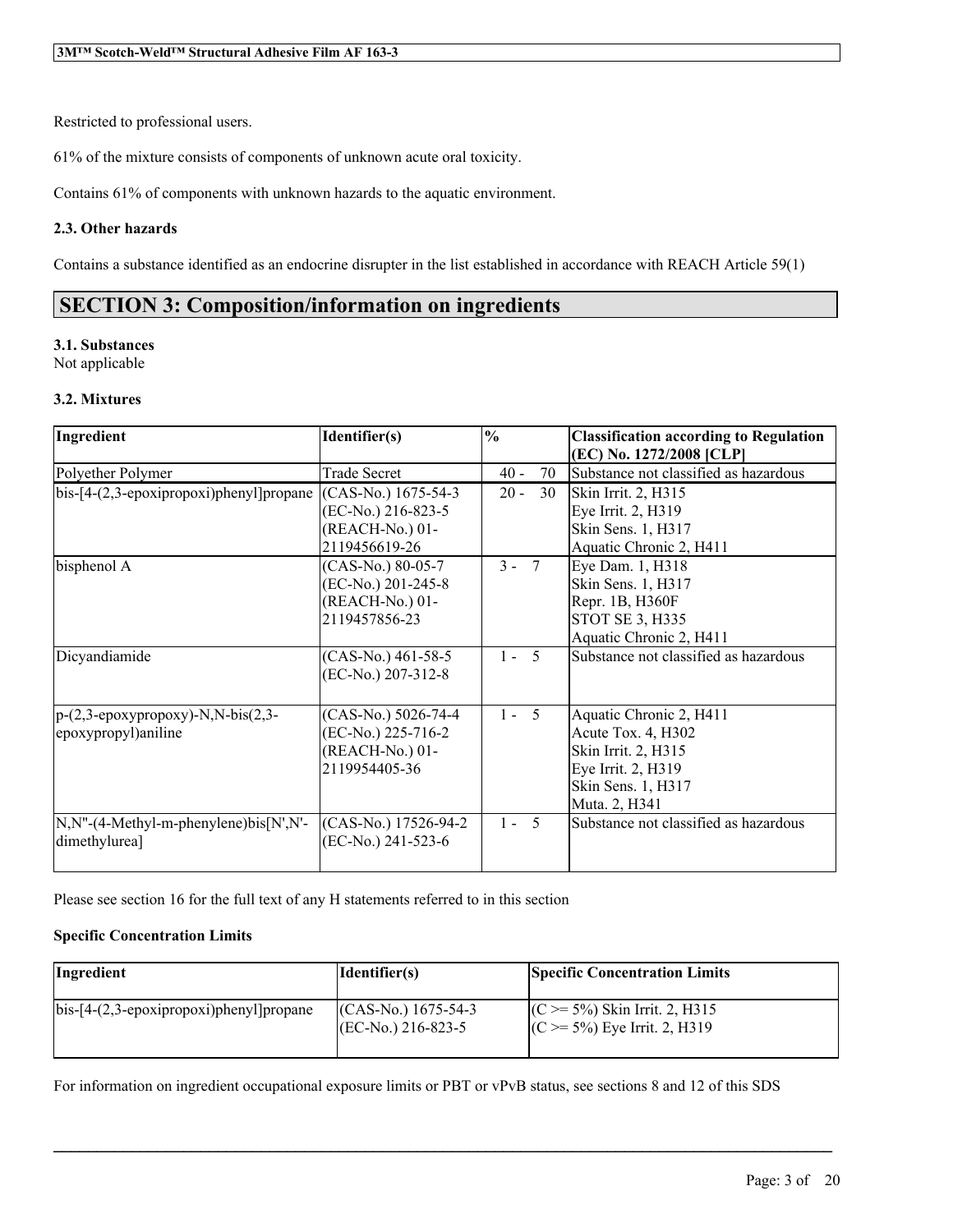Restricted to professional users.

61% of the mixture consists of components of unknown acute oral toxicity.

Contains 61% of components with unknown hazards to the aquatic environment.

### 2.3. Other hazards

Contains a substance identified as an endocrine disrupter in the list established in accordance with REACH Article 59(1)

## SECTION 3: Composition/information on ingredients

### 3.1. Substances

Not applicable

### 3.2. Mixtures

| Ingredient | Identifier(s) | % | Classification according to Regulation (EC) No. 1272/2008 [CLP] |
|---|---|---|---|
| Polyether Polymer | Trade Secret | 40 - 70 | Substance not classified as hazardous |
| bis-[4-(2,3-epoxipropoxi)phenyl]propane | (CAS-No.) 1675-54-3<br>(EC-No.) 216-823-5<br>(REACH-No.) 01-2119456619-26 | 20 - 30 | Skin Irrit. 2, H315<br>Eye Irrit. 2, H319<br>Skin Sens. 1, H317<br>Aquatic Chronic 2, H411 |
| bisphenol A | (CAS-No.) 80-05-7<br>(EC-No.) 201-245-8<br>(REACH-No.) 01-2119457856-23 | 3 - 7 | Eye Dam. 1, H318<br>Skin Sens. 1, H317<br>Repr. 1B, H360F<br>STOT SE 3, H335<br>Aquatic Chronic 2, H411 |
| Dicyandiamide | (CAS-No.) 461-58-5<br>(EC-No.) 207-312-8 | 1 - 5 | Substance not classified as hazardous |
| p-(2,3-epoxypropoxy)-N,N-bis(2,3-epoxypropyl)aniline | (CAS-No.) 5026-74-4<br>(EC-No.) 225-716-2<br>(REACH-No.) 01-2119954405-36 | 1 - 5 | Aquatic Chronic 2, H411<br>Acute Tox. 4, H302<br>Skin Irrit. 2, H315<br>Eye Irrit. 2, H319<br>Skin Sens. 1, H317<br>Muta. 2, H341 |
| N,N''-(4-Methyl-m-phenylene)bis[N',N'-dimethylurea] | (CAS-No.) 17526-94-2<br>(EC-No.) 241-523-6 | 1 - 5 | Substance not classified as hazardous |

Please see section 16 for the full text of any H statements referred to in this section

**Specific Concentration Limits**

| Ingredient | Identifier(s) | Specific Concentration Limits |
|---|---|---|
| bis-[4-(2,3-epoxipropoxi)phenyl]propane | (CAS-No.) 1675-54-3<br>(EC-No.) 216-823-5 | (C >= 5%) Skin Irrit. 2, H315<br>(C >= 5%) Eye Irrit. 2, H319 |

For information on ingredient occupational exposure limits or PBT or vPvB status, see sections 8 and 12 of this SDS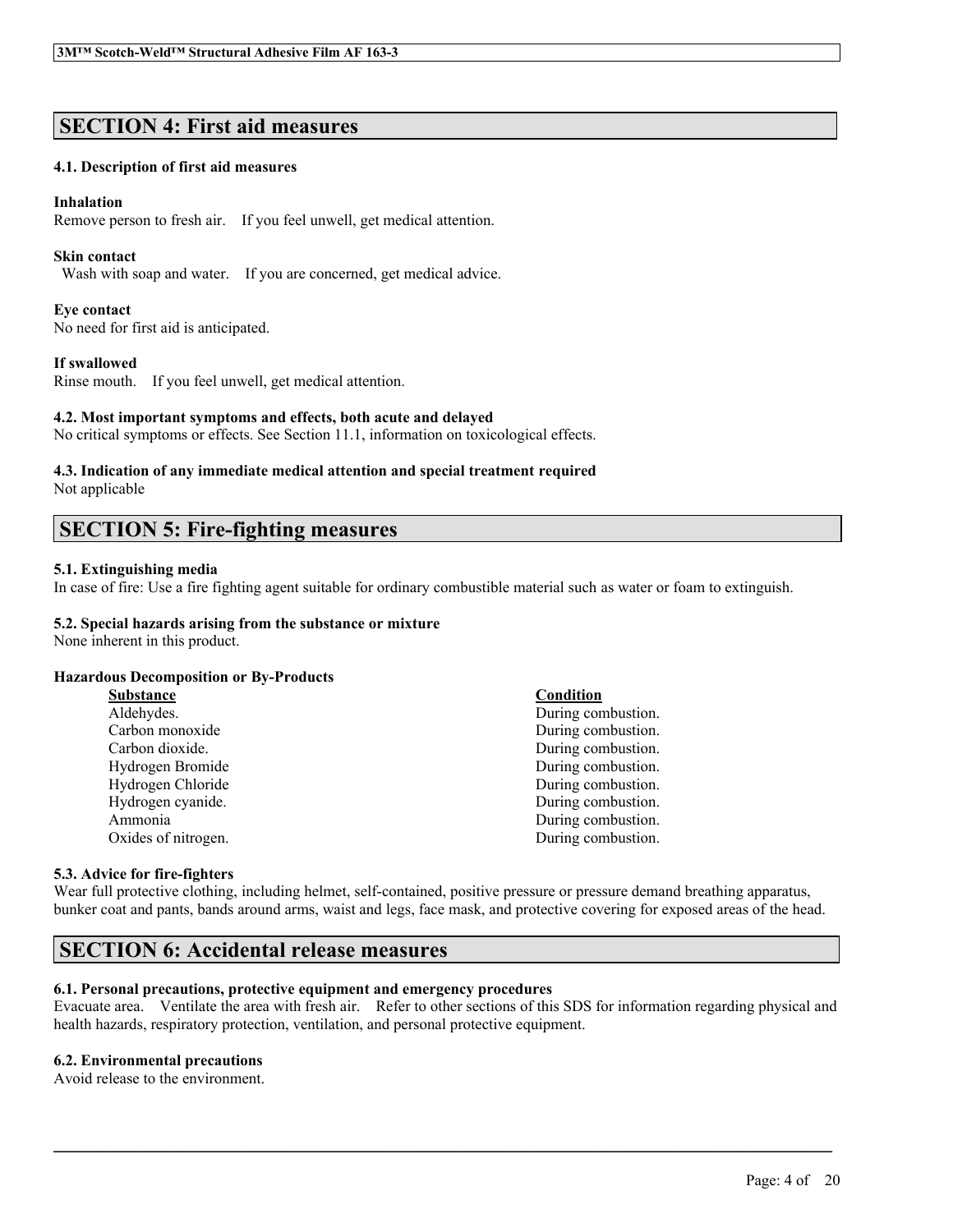## SECTION 4: First aid measures

### 4.1. Description of first aid measures

**Inhalation**
Remove person to fresh air. If you feel unwell, get medical attention.

**Skin contact**
Wash with soap and water. If you are concerned, get medical advice.

**Eye contact**
No need for first aid is anticipated.

**If swallowed**
Rinse mouth. If you feel unwell, get medical attention.

### 4.2. Most important symptoms and effects, both acute and delayed
No critical symptoms or effects. See Section 11.1, information on toxicological effects.

### 4.3. Indication of any immediate medical attention and special treatment required
Not applicable

## SECTION 5: Fire-fighting measures

### 5.1. Extinguishing media
In case of fire: Use a fire fighting agent suitable for ordinary combustible material such as water or foam to extinguish.

### 5.2. Special hazards arising from the substance or mixture
None inherent in this product.

**Hazardous Decomposition or By-Products**

| Substance | Condition |
|---|---|
| Aldehydes. | During combustion. |
| Carbon monoxide | During combustion. |
| Carbon dioxide. | During combustion. |
| Hydrogen Bromide | During combustion. |
| Hydrogen Chloride | During combustion. |
| Hydrogen cyanide. | During combustion. |
| Ammonia | During combustion. |
| Oxides of nitrogen. | During combustion. |

### 5.3. Advice for fire-fighters
Wear full protective clothing, including helmet, self-contained, positive pressure or pressure demand breathing apparatus, bunker coat and pants, bands around arms, waist and legs, face mask, and protective covering for exposed areas of the head.

## SECTION 6: Accidental release measures

### 6.1. Personal precautions, protective equipment and emergency procedures
Evacuate area. Ventilate the area with fresh air. Refer to other sections of this SDS for information regarding physical and health hazards, respiratory protection, ventilation, and personal protective equipment.

### 6.2. Environmental precautions
Avoid release to the environment.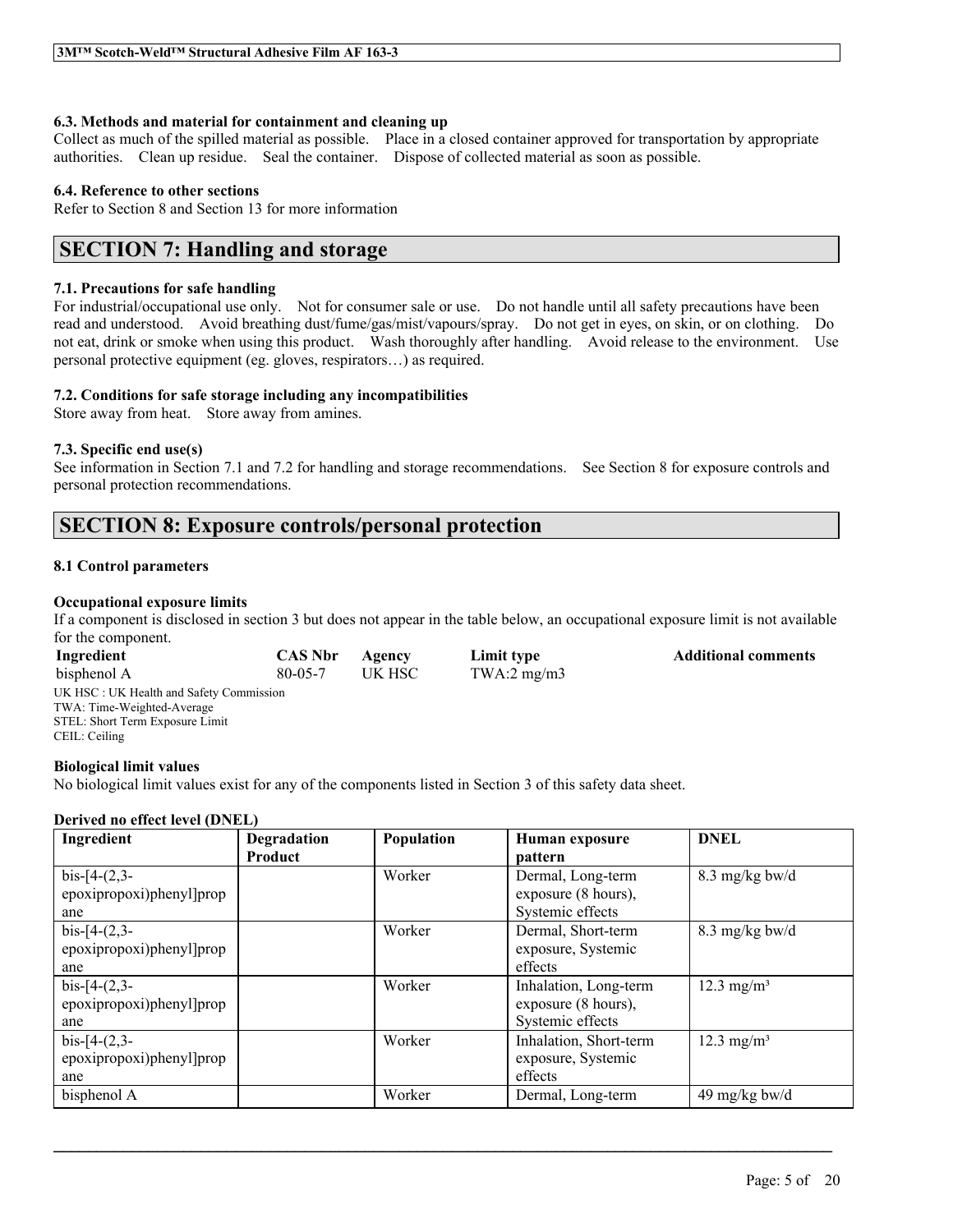### 6.3. Methods and material for containment and cleaning up

Collect as much of the spilled material as possible. Place in a closed container approved for transportation by appropriate authorities. Clean up residue. Seal the container. Dispose of collected material as soon as possible.

### 6.4. Reference to other sections

Refer to Section 8 and Section 13 for more information

## SECTION 7: Handling and storage

### 7.1. Precautions for safe handling

For industrial/occupational use only. Not for consumer sale or use. Do not handle until all safety precautions have been read and understood. Avoid breathing dust/fume/gas/mist/vapours/spray. Do not get in eyes, on skin, or on clothing. Do not eat, drink or smoke when using this product. Wash thoroughly after handling. Avoid release to the environment. Use personal protective equipment (eg. gloves, respirators…) as required.

### 7.2. Conditions for safe storage including any incompatibilities

Store away from heat. Store away from amines.

### 7.3. Specific end use(s)

See information in Section 7.1 and 7.2 for handling and storage recommendations. See Section 8 for exposure controls and personal protection recommendations.

## SECTION 8: Exposure controls/personal protection

### 8.1 Control parameters

**Occupational exposure limits**

If a component is disclosed in section 3 but does not appear in the table below, an occupational exposure limit is not available for the component.

| Ingredient | CAS Nbr | Agency | Limit type | Additional comments |
|---|---|---|---|---|
| bisphenol A | 80-05-7 | UK HSC | TWA:2 mg/m3 | |

UK HSC : UK Health and Safety Commission
TWA: Time-Weighted-Average
STEL: Short Term Exposure Limit
CEIL: Ceiling

**Biological limit values**

No biological limit values exist for any of the components listed in Section 3 of this safety data sheet.

**Derived no effect level (DNEL)**

| Ingredient | Degradation Product | Population | Human exposure pattern | DNEL |
|---|---|---|---|---|
| bis-[4-(2,3-epoxipropoxi)phenyl]propane | | Worker | Dermal, Long-term exposure (8 hours), Systemic effects | 8.3 mg/kg bw/d |
| bis-[4-(2,3-epoxipropoxi)phenyl]propane | | Worker | Dermal, Short-term exposure, Systemic effects | 8.3 mg/kg bw/d |
| bis-[4-(2,3-epoxipropoxi)phenyl]propane | | Worker | Inhalation, Long-term exposure (8 hours), Systemic effects | 12.3 mg/m³ |
| bis-[4-(2,3-epoxipropoxi)phenyl]propane | | Worker | Inhalation, Short-term exposure, Systemic effects | 12.3 mg/m³ |
| bisphenol A | | Worker | Dermal, Long-term | 49 mg/kg bw/d |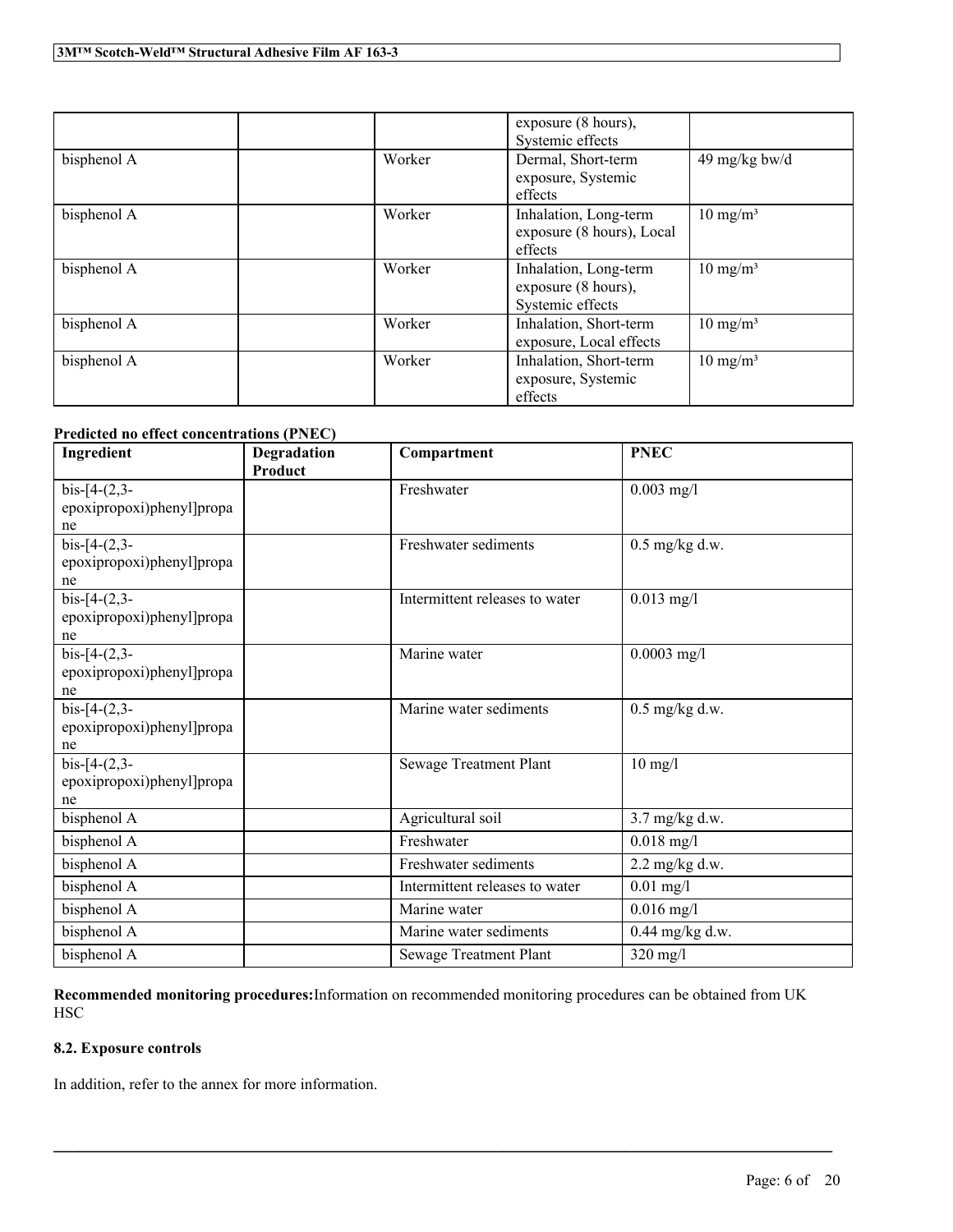|  |  |  | exposure (8 hours), Systemic effects |  |
|---|---|---|---|---|
| bisphenol A |  | Worker | Dermal, Short-term exposure, Systemic effects | 49 mg/kg bw/d |
| bisphenol A |  | Worker | Inhalation, Long-term exposure (8 hours), Local effects | 10 mg/m³ |
| bisphenol A |  | Worker | Inhalation, Long-term exposure (8 hours), Systemic effects | 10 mg/m³ |
| bisphenol A |  | Worker | Inhalation, Short-term exposure, Local effects | 10 mg/m³ |
| bisphenol A |  | Worker | Inhalation, Short-term exposure, Systemic effects | 10 mg/m³ |

**Predicted no effect concentrations (PNEC)**

| Ingredient | Degradation Product | Compartment | PNEC |
|---|---|---|---|
| bis-[4-(2,3-epoxipropoxi)phenyl]propane |  | Freshwater | 0.003 mg/l |
| bis-[4-(2,3-epoxipropoxi)phenyl]propane |  | Freshwater sediments | 0.5 mg/kg d.w. |
| bis-[4-(2,3-epoxipropoxi)phenyl]propane |  | Intermittent releases to water | 0.013 mg/l |
| bis-[4-(2,3-epoxipropoxi)phenyl]propane |  | Marine water | 0.0003 mg/l |
| bis-[4-(2,3-epoxipropoxi)phenyl]propane |  | Marine water sediments | 0.5 mg/kg d.w. |
| bis-[4-(2,3-epoxipropoxi)phenyl]propane |  | Sewage Treatment Plant | 10 mg/l |
| bisphenol A |  | Agricultural soil | 3.7 mg/kg d.w. |
| bisphenol A |  | Freshwater | 0.018 mg/l |
| bisphenol A |  | Freshwater sediments | 2.2 mg/kg d.w. |
| bisphenol A |  | Intermittent releases to water | 0.01 mg/l |
| bisphenol A |  | Marine water | 0.016 mg/l |
| bisphenol A |  | Marine water sediments | 0.44 mg/kg d.w. |
| bisphenol A |  | Sewage Treatment Plant | 320 mg/l |

**Recommended monitoring procedures:**Information on recommended monitoring procedures can be obtained from UK HSC

**8.2. Exposure controls**

In addition, refer to the annex for more information.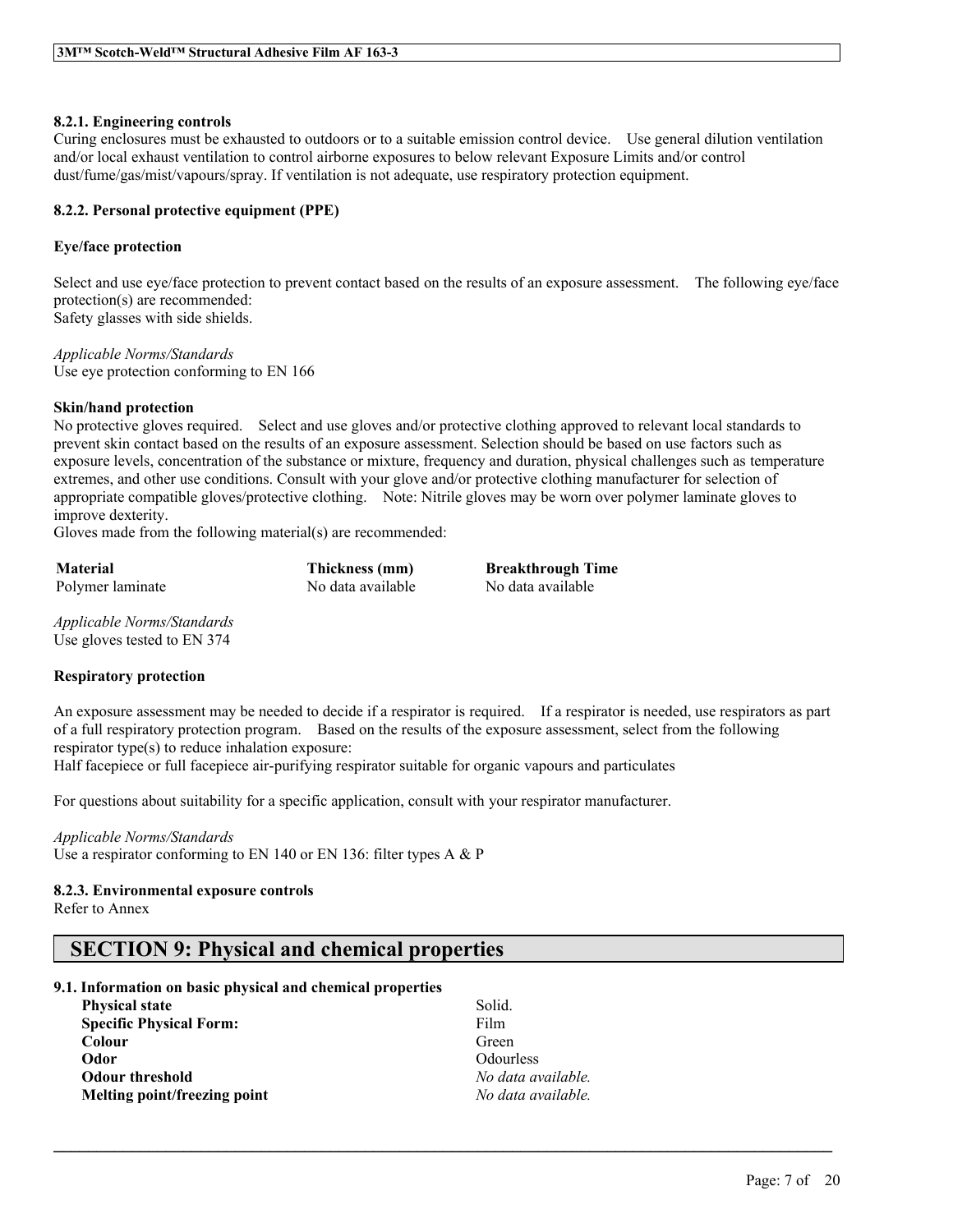#### 8.2.1. Engineering controls

Curing enclosures must be exhausted to outdoors or to a suitable emission control device. Use general dilution ventilation and/or local exhaust ventilation to control airborne exposures to below relevant Exposure Limits and/or control dust/fume/gas/mist/vapours/spray. If ventilation is not adequate, use respiratory protection equipment.

#### 8.2.2. Personal protective equipment (PPE)

**Eye/face protection**

Select and use eye/face protection to prevent contact based on the results of an exposure assessment. The following eye/face protection(s) are recommended:
Safety glasses with side shields.

*Applicable Norms/Standards*
Use eye protection conforming to EN 166

**Skin/hand protection**

No protective gloves required. Select and use gloves and/or protective clothing approved to relevant local standards to prevent skin contact based on the results of an exposure assessment. Selection should be based on use factors such as exposure levels, concentration of the substance or mixture, frequency and duration, physical challenges such as temperature extremes, and other use conditions. Consult with your glove and/or protective clothing manufacturer for selection of appropriate compatible gloves/protective clothing. Note: Nitrile gloves may be worn over polymer laminate gloves to improve dexterity.
Gloves made from the following material(s) are recommended:

| Material | Thickness (mm) | Breakthrough Time |
|---|---|---|
| Polymer laminate | No data available | No data available |

*Applicable Norms/Standards*
Use gloves tested to EN 374

**Respiratory protection**

An exposure assessment may be needed to decide if a respirator is required. If a respirator is needed, use respirators as part of a full respiratory protection program. Based on the results of the exposure assessment, select from the following respirator type(s) to reduce inhalation exposure:
Half facepiece or full facepiece air-purifying respirator suitable for organic vapours and particulates

For questions about suitability for a specific application, consult with your respirator manufacturer.

*Applicable Norms/Standards*
Use a respirator conforming to EN 140 or EN 136: filter types A & P

#### 8.2.3. Environmental exposure controls

Refer to Annex

## SECTION 9: Physical and chemical properties

#### 9.1. Information on basic physical and chemical properties

| | |
|---|---|
| **Physical state** | Solid. |
| **Specific Physical Form:** | Film |
| **Colour** | Green |
| **Odor** | Odourless |
| **Odour threshold** | *No data available.* |
| **Melting point/freezing point** | *No data available.* |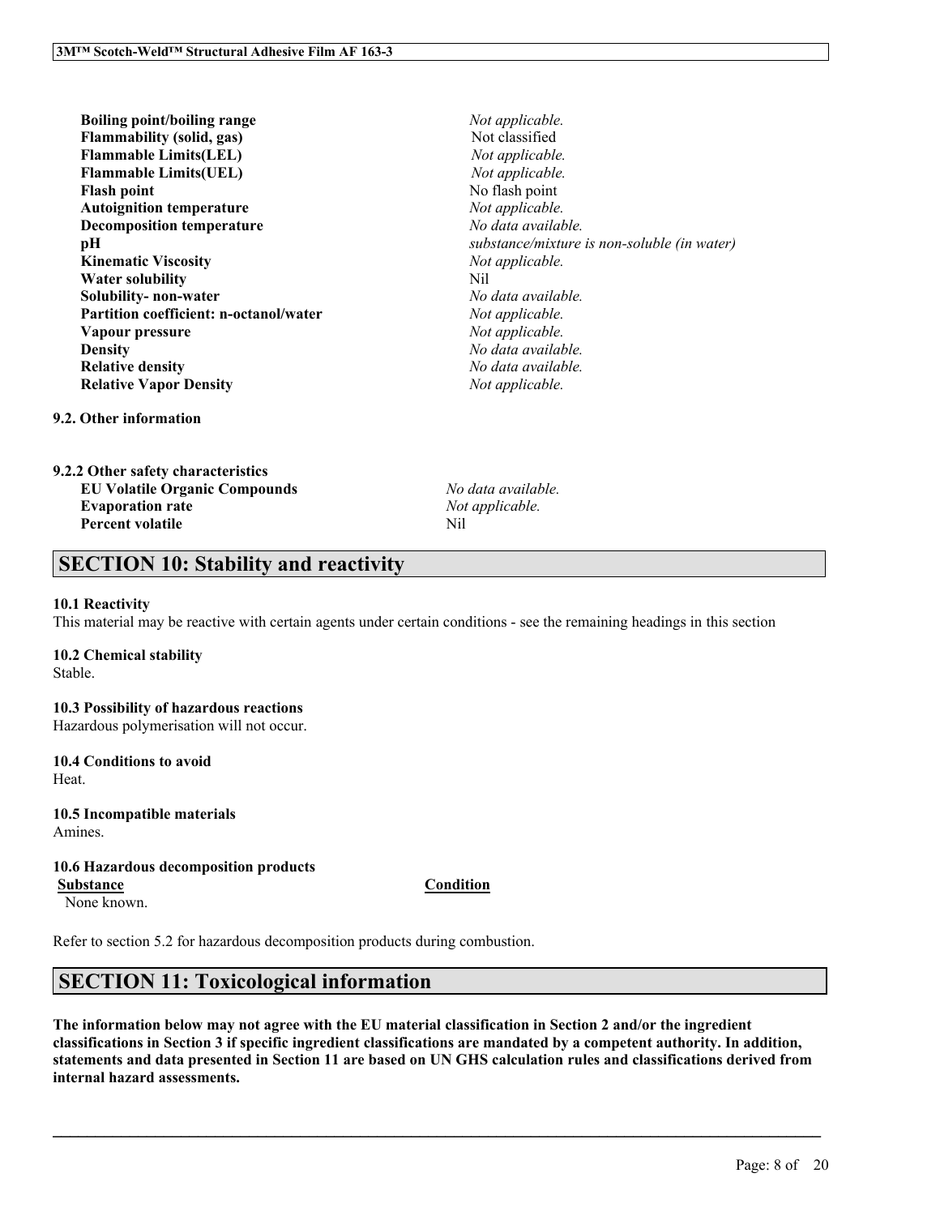| | |
|---|---|
| **Boiling point/boiling range** | *Not applicable.* |
| **Flammability (solid, gas)** | Not classified |
| **Flammable Limits(LEL)** | *Not applicable.* |
| **Flammable Limits(UEL)** | *Not applicable.* |
| **Flash point** | No flash point |
| **Autoignition temperature** | *Not applicable.* |
| **Decomposition temperature** | *No data available.* |
| **pH** | *substance/mixture is non-soluble (in water)* |
| **Kinematic Viscosity** | *Not applicable.* |
| **Water solubility** | Nil |
| **Solubility- non-water** | *No data available.* |
| **Partition coefficient: n-octanol/water** | *Not applicable.* |
| **Vapour pressure** | *Not applicable.* |
| **Density** | *No data available.* |
| **Relative density** | *No data available.* |
| **Relative Vapor Density** | *Not applicable.* |

**9.2. Other information**

**9.2.2 Other safety characteristics**

| | |
|---|---|
| **EU Volatile Organic Compounds** | *No data available.* |
| **Evaporation rate** | *Not applicable.* |
| **Percent volatile** | Nil |

## SECTION 10: Stability and reactivity

**10.1 Reactivity**
This material may be reactive with certain agents under certain conditions - see the remaining headings in this section

**10.2 Chemical stability**
Stable.

**10.3 Possibility of hazardous reactions**
Hazardous polymerisation will not occur.

**10.4 Conditions to avoid**
Heat.

**10.5 Incompatible materials**
Amines.

**10.6 Hazardous decomposition products**

| Substance | Condition |
|---|---|
| None known. | |

Refer to section 5.2 for hazardous decomposition products during combustion.

## SECTION 11: Toxicological information

**The information below may not agree with the EU material classification in Section 2 and/or the ingredient classifications in Section 3 if specific ingredient classifications are mandated by a competent authority. In addition, statements and data presented in Section 11 are based on UN GHS calculation rules and classifications derived from internal hazard assessments.**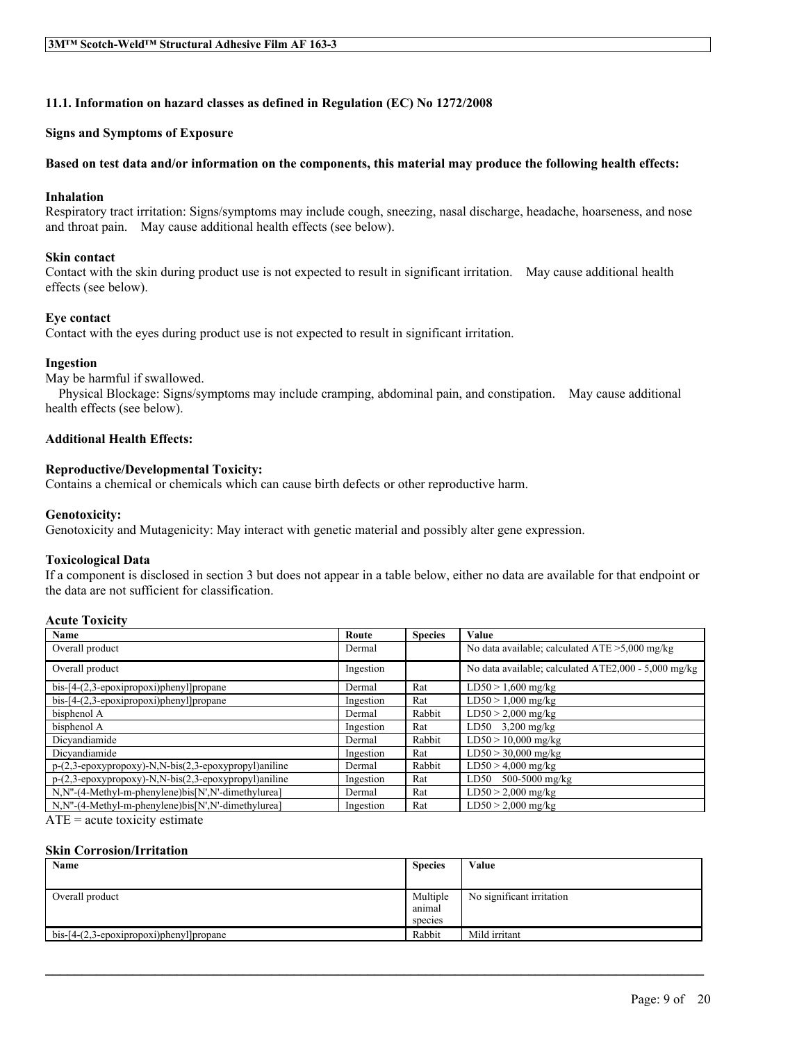### 11.1. Information on hazard classes as defined in Regulation (EC) No 1272/2008

**Signs and Symptoms of Exposure**

**Based on test data and/or information on the components, this material may produce the following health effects:**

**Inhalation**
Respiratory tract irritation: Signs/symptoms may include cough, sneezing, nasal discharge, headache, hoarseness, and nose and throat pain. May cause additional health effects (see below).

**Skin contact**
Contact with the skin during product use is not expected to result in significant irritation. May cause additional health effects (see below).

**Eye contact**
Contact with the eyes during product use is not expected to result in significant irritation.

**Ingestion**
May be harmful if swallowed.
Physical Blockage: Signs/symptoms may include cramping, abdominal pain, and constipation. May cause additional health effects (see below).

**Additional Health Effects:**

**Reproductive/Developmental Toxicity:**
Contains a chemical or chemicals which can cause birth defects or other reproductive harm.

**Genotoxicity:**
Genotoxicity and Mutagenicity: May interact with genetic material and possibly alter gene expression.

**Toxicological Data**
If a component is disclosed in section 3 but does not appear in a table below, either no data are available for that endpoint or the data are not sufficient for classification.

**Acute Toxicity**

| Name | Route | Species | Value |
|---|---|---|---|
| Overall product | Dermal | | No data available; calculated ATE >5,000 mg/kg |
| Overall product | Ingestion | | No data available; calculated ATE2,000 - 5,000 mg/kg |
| bis-[4-(2,3-epoxipropoxi)phenyl]propane | Dermal | Rat | LD50 > 1,600 mg/kg |
| bis-[4-(2,3-epoxipropoxi)phenyl]propane | Ingestion | Rat | LD50 > 1,000 mg/kg |
| bisphenol A | Dermal | Rabbit | LD50 > 2,000 mg/kg |
| bisphenol A | Ingestion | Rat | LD50 3,200 mg/kg |
| Dicyandiamide | Dermal | Rabbit | LD50 > 10,000 mg/kg |
| Dicyandiamide | Ingestion | Rat | LD50 > 30,000 mg/kg |
| p-(2,3-epoxypropoxy)-N,N-bis(2,3-epoxypropyl)aniline | Dermal | Rabbit | LD50 > 4,000 mg/kg |
| p-(2,3-epoxypropoxy)-N,N-bis(2,3-epoxypropyl)aniline | Ingestion | Rat | LD50 500-5000 mg/kg |
| N,N''-(4-Methyl-m-phenylene)bis[N',N'-dimethylurea] | Dermal | Rat | LD50 > 2,000 mg/kg |
| N,N''-(4-Methyl-m-phenylene)bis[N',N'-dimethylurea] | Ingestion | Rat | LD50 > 2,000 mg/kg |

ATE = acute toxicity estimate

**Skin Corrosion/Irritation**

| Name | Species | Value |
|---|---|---|
| Overall product | Multiple animal species | No significant irritation |
| bis-[4-(2,3-epoxipropoxi)phenyl]propane | Rabbit | Mild irritant |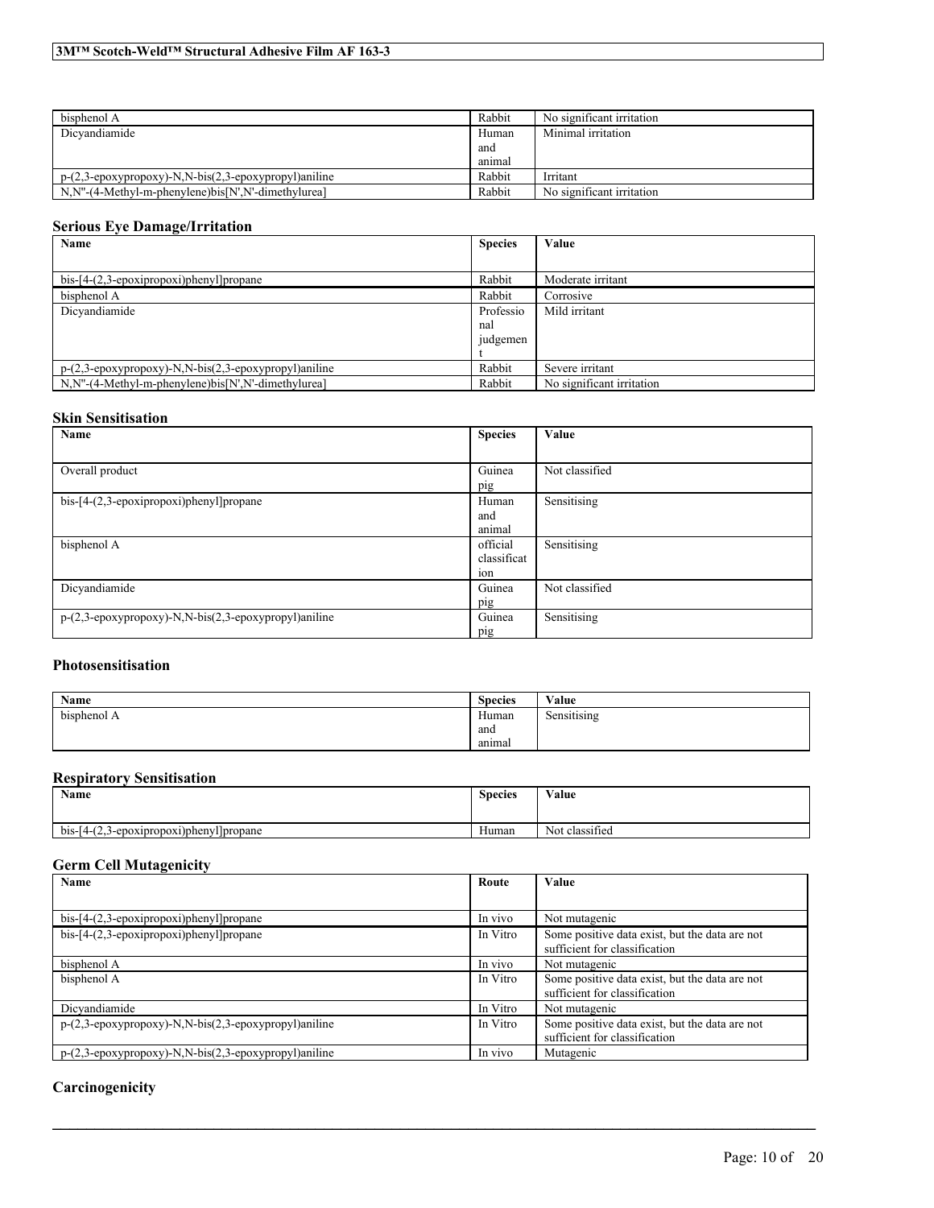| | | |
|---|---|---|
| bisphenol A | Rabbit | No significant irritation |
| Dicyandiamide | Human and animal | Minimal irritation |
| p-(2,3-epoxypropoxy)-N,N-bis(2,3-epoxypropyl)aniline | Rabbit | Irritant |
| N,N''-(4-Methyl-m-phenylene)bis[N',N'-dimethylurea] | Rabbit | No significant irritation |

### Serious Eye Damage/Irritation

| Name | Species | Value |
|---|---|---|
| bis-[4-(2,3-epoxipropoxi)phenyl]propane | Rabbit | Moderate irritant |
| bisphenol A | Rabbit | Corrosive |
| Dicyandiamide | Professional judgement | Mild irritant |
| p-(2,3-epoxypropoxy)-N,N-bis(2,3-epoxypropyl)aniline | Rabbit | Severe irritant |
| N,N''-(4-Methyl-m-phenylene)bis[N',N'-dimethylurea] | Rabbit | No significant irritation |

### Skin Sensitisation

| Name | Species | Value |
|---|---|---|
| Overall product | Guinea pig | Not classified |
| bis-[4-(2,3-epoxipropoxi)phenyl]propane | Human and animal | Sensitising |
| bisphenol A | official classification | Sensitising |
| Dicyandiamide | Guinea pig | Not classified |
| p-(2,3-epoxypropoxy)-N,N-bis(2,3-epoxypropyl)aniline | Guinea pig | Sensitising |

### Photosensitisation

| Name | Species | Value |
|---|---|---|
| bisphenol A | Human and animal | Sensitising |

### Respiratory Sensitisation

| Name | Species | Value |
|---|---|---|
| bis-[4-(2,3-epoxipropoxi)phenyl]propane | Human | Not classified |

### Germ Cell Mutagenicity

| Name | Route | Value |
|---|---|---|
| bis-[4-(2,3-epoxipropoxi)phenyl]propane | In vivo | Not mutagenic |
| bis-[4-(2,3-epoxipropoxi)phenyl]propane | In Vitro | Some positive data exist, but the data are not sufficient for classification |
| bisphenol A | In vivo | Not mutagenic |
| bisphenol A | In Vitro | Some positive data exist, but the data are not sufficient for classification |
| Dicyandiamide | In Vitro | Not mutagenic |
| p-(2,3-epoxypropoxy)-N,N-bis(2,3-epoxypropyl)aniline | In Vitro | Some positive data exist, but the data are not sufficient for classification |
| p-(2,3-epoxypropoxy)-N,N-bis(2,3-epoxypropyl)aniline | In vivo | Mutagenic |

### Carcinogenicity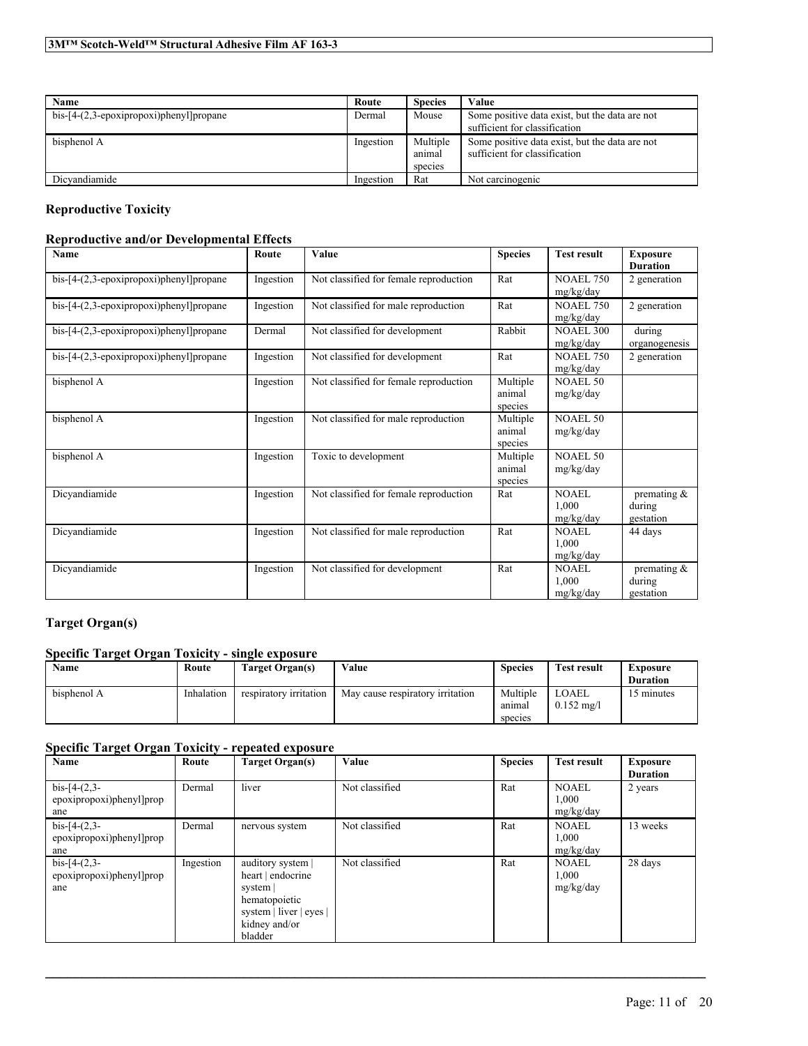| Name | Route | Species | Value |
| --- | --- | --- | --- |
| bis-[4-(2,3-epoxipropoxi)phenyl]propane | Dermal | Mouse | Some positive data exist, but the data are not sufficient for classification |
| bisphenol A | Ingestion | Multiple animal species | Some positive data exist, but the data are not sufficient for classification |
| Dicyandiamide | Ingestion | Rat | Not carcinogenic |

### Reproductive Toxicity

#### Reproductive and/or Developmental Effects

| Name | Route | Value | Species | Test result | Exposure Duration |
| --- | --- | --- | --- | --- | --- |
| bis-[4-(2,3-epoxipropoxi)phenyl]propane | Ingestion | Not classified for female reproduction | Rat | NOAEL 750 mg/kg/day | 2 generation |
| bis-[4-(2,3-epoxipropoxi)phenyl]propane | Ingestion | Not classified for male reproduction | Rat | NOAEL 750 mg/kg/day | 2 generation |
| bis-[4-(2,3-epoxipropoxi)phenyl]propane | Dermal | Not classified for development | Rabbit | NOAEL 300 mg/kg/day | during organogenesis |
| bis-[4-(2,3-epoxipropoxi)phenyl]propane | Ingestion | Not classified for development | Rat | NOAEL 750 mg/kg/day | 2 generation |
| bisphenol A | Ingestion | Not classified for female reproduction | Multiple animal species | NOAEL 50 mg/kg/day | |
| bisphenol A | Ingestion | Not classified for male reproduction | Multiple animal species | NOAEL 50 mg/kg/day | |
| bisphenol A | Ingestion | Toxic to development | Multiple animal species | NOAEL 50 mg/kg/day | |
| Dicyandiamide | Ingestion | Not classified for female reproduction | Rat | NOAEL 1,000 mg/kg/day | premating & during gestation |
| Dicyandiamide | Ingestion | Not classified for male reproduction | Rat | NOAEL 1,000 mg/kg/day | 44 days |
| Dicyandiamide | Ingestion | Not classified for development | Rat | NOAEL 1,000 mg/kg/day | premating & during gestation |

### Target Organ(s)

#### Specific Target Organ Toxicity - single exposure

| Name | Route | Target Organ(s) | Value | Species | Test result | Exposure Duration |
| --- | --- | --- | --- | --- | --- | --- |
| bisphenol A | Inhalation | respiratory irritation | May cause respiratory irritation | Multiple animal species | LOAEL 0.152 mg/l | 15 minutes |

#### Specific Target Organ Toxicity - repeated exposure

| Name | Route | Target Organ(s) | Value | Species | Test result | Exposure Duration |
| --- | --- | --- | --- | --- | --- | --- |
| bis-[4-(2,3-epoxipropoxi)phenyl]propane | Dermal | liver | Not classified | Rat | NOAEL 1,000 mg/kg/day | 2 years |
| bis-[4-(2,3-epoxipropoxi)phenyl]propane | Dermal | nervous system | Not classified | Rat | NOAEL 1,000 mg/kg/day | 13 weeks |
| bis-[4-(2,3-epoxipropoxi)phenyl]propane | Ingestion | auditory system \| heart \| endocrine system \| hematopoietic system \| liver \| eyes \| kidney and/or bladder | Not classified | Rat | NOAEL 1,000 mg/kg/day | 28 days |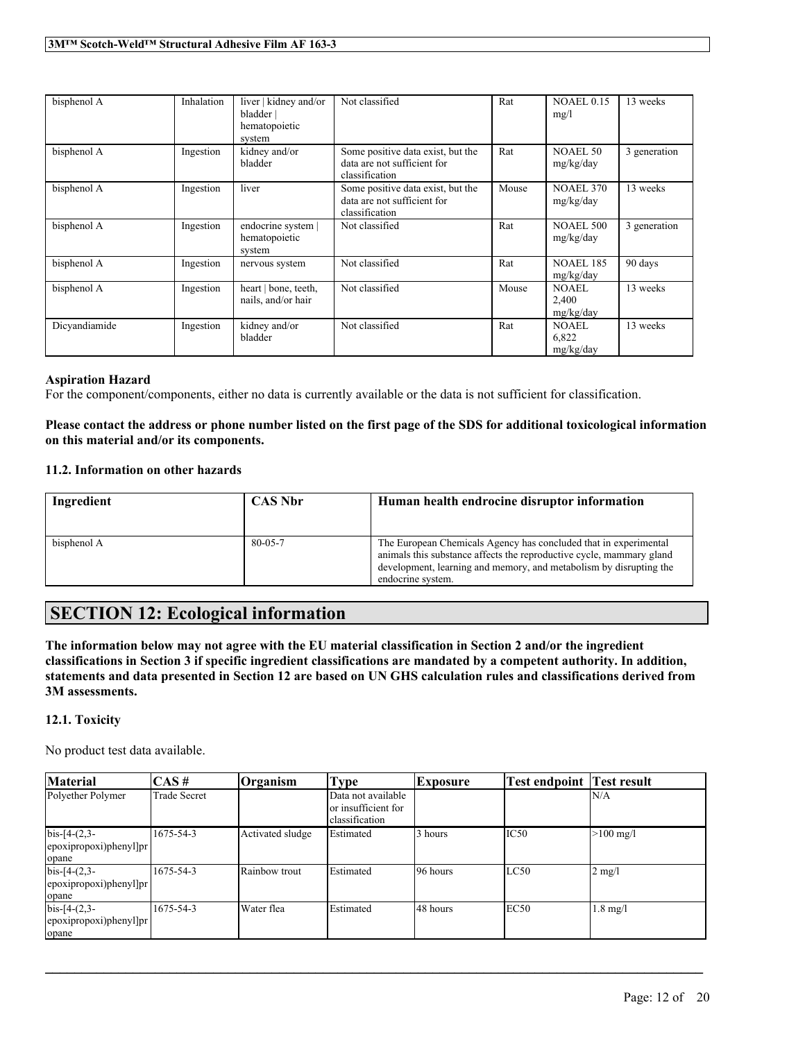| bisphenol A | Inhalation | liver \| kidney and/or bladder \| hematopoietic system | Not classified | Rat | NOAEL 0.15 mg/l | 13 weeks |
|---|---|---|---|---|---|---|
| bisphenol A | Ingestion | kidney and/or bladder | Some positive data exist, but the data are not sufficient for classification | Rat | NOAEL 50 mg/kg/day | 3 generation |
| bisphenol A | Ingestion | liver | Some positive data exist, but the data are not sufficient for classification | Mouse | NOAEL 370 mg/kg/day | 13 weeks |
| bisphenol A | Ingestion | endocrine system \| hematopoietic system | Not classified | Rat | NOAEL 500 mg/kg/day | 3 generation |
| bisphenol A | Ingestion | nervous system | Not classified | Rat | NOAEL 185 mg/kg/day | 90 days |
| bisphenol A | Ingestion | heart \| bone, teeth, nails, and/or hair | Not classified | Mouse | NOAEL 2,400 mg/kg/day | 13 weeks |
| Dicyandiamide | Ingestion | kidney and/or bladder | Not classified | Rat | NOAEL 6,822 mg/kg/day | 13 weeks |

**Aspiration Hazard**

For the component/components, either no data is currently available or the data is not sufficient for classification.

**Please contact the address or phone number listed on the first page of the SDS for additional toxicological information on this material and/or its components.**

### 11.2. Information on other hazards

| Ingredient | CAS Nbr | Human health endrocine disruptor information |
|---|---|---|
| bisphenol A | 80-05-7 | The European Chemicals Agency has concluded that in experimental animals this substance affects the reproductive cycle, mammary gland development, learning and memory, and metabolism by disrupting the endocrine system. |

## SECTION 12: Ecological information

**The information below may not agree with the EU material classification in Section 2 and/or the ingredient classifications in Section 3 if specific ingredient classifications are mandated by a competent authority. In addition, statements and data presented in Section 12 are based on UN GHS calculation rules and classifications derived from 3M assessments.**

### 12.1. Toxicity

No product test data available.

| Material | CAS # | Organism | Type | Exposure | Test endpoint | Test result |
|---|---|---|---|---|---|---|
| Polyether Polymer | Trade Secret | | Data not available or insufficient for classification | | | N/A |
| bis-[4-(2,3-epoxipropoxi)phenyl]propane | 1675-54-3 | Activated sludge | Estimated | 3 hours | IC50 | >100 mg/l |
| bis-[4-(2,3-epoxipropoxi)phenyl]propane | 1675-54-3 | Rainbow trout | Estimated | 96 hours | LC50 | 2 mg/l |
| bis-[4-(2,3-epoxipropoxi)phenyl]propane | 1675-54-3 | Water flea | Estimated | 48 hours | EC50 | 1.8 mg/l |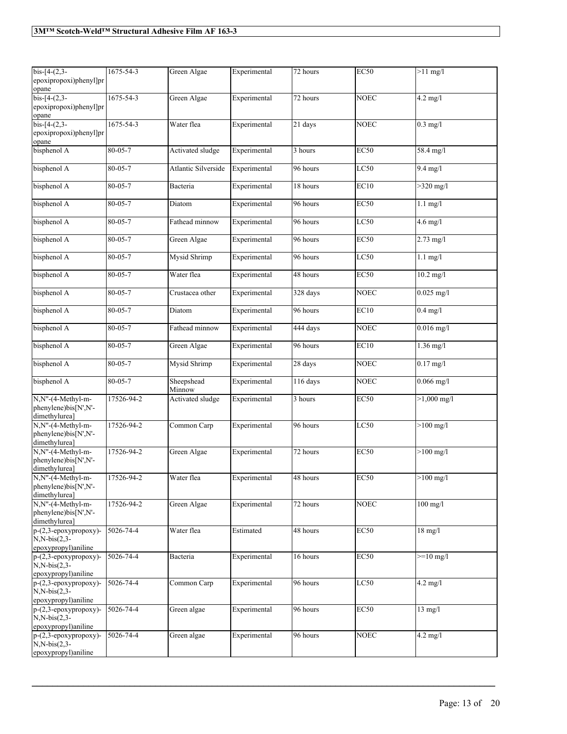| bis-[4-(2,3-epoxipropoxi)phenyl]propane | 1675-54-3 | Green Algae | Experimental | 72 hours | EC50 | >11 mg/l |
|---|---|---|---|---|---|---|
| bis-[4-(2,3-epoxipropoxi)phenyl]propane | 1675-54-3 | Green Algae | Experimental | 72 hours | NOEC | 4.2 mg/l |
| bis-[4-(2,3-epoxipropoxi)phenyl]propane | 1675-54-3 | Water flea | Experimental | 21 days | NOEC | 0.3 mg/l |
| bisphenol A | 80-05-7 | Activated sludge | Experimental | 3 hours | EC50 | 58.4 mg/l |
| bisphenol A | 80-05-7 | Atlantic Silverside | Experimental | 96 hours | LC50 | 9.4 mg/l |
| bisphenol A | 80-05-7 | Bacteria | Experimental | 18 hours | EC10 | >320 mg/l |
| bisphenol A | 80-05-7 | Diatom | Experimental | 96 hours | EC50 | 1.1 mg/l |
| bisphenol A | 80-05-7 | Fathead minnow | Experimental | 96 hours | LC50 | 4.6 mg/l |
| bisphenol A | 80-05-7 | Green Algae | Experimental | 96 hours | EC50 | 2.73 mg/l |
| bisphenol A | 80-05-7 | Mysid Shrimp | Experimental | 96 hours | LC50 | 1.1 mg/l |
| bisphenol A | 80-05-7 | Water flea | Experimental | 48 hours | EC50 | 10.2 mg/l |
| bisphenol A | 80-05-7 | Crustacea other | Experimental | 328 days | NOEC | 0.025 mg/l |
| bisphenol A | 80-05-7 | Diatom | Experimental | 96 hours | EC10 | 0.4 mg/l |
| bisphenol A | 80-05-7 | Fathead minnow | Experimental | 444 days | NOEC | 0.016 mg/l |
| bisphenol A | 80-05-7 | Green Algae | Experimental | 96 hours | EC10 | 1.36 mg/l |
| bisphenol A | 80-05-7 | Mysid Shrimp | Experimental | 28 days | NOEC | 0.17 mg/l |
| bisphenol A | 80-05-7 | Sheepshead Minnow | Experimental | 116 days | NOEC | 0.066 mg/l |
| N,N''-(4-Methyl-m-phenylene)bis[N',N'-dimethylurea] | 17526-94-2 | Activated sludge | Experimental | 3 hours | EC50 | >1,000 mg/l |
| N,N''-(4-Methyl-m-phenylene)bis[N',N'-dimethylurea] | 17526-94-2 | Common Carp | Experimental | 96 hours | LC50 | >100 mg/l |
| N,N''-(4-Methyl-m-phenylene)bis[N',N'-dimethylurea] | 17526-94-2 | Green Algae | Experimental | 72 hours | EC50 | >100 mg/l |
| N,N''-(4-Methyl-m-phenylene)bis[N',N'-dimethylurea] | 17526-94-2 | Water flea | Experimental | 48 hours | EC50 | >100 mg/l |
| N,N''-(4-Methyl-m-phenylene)bis[N',N'-dimethylurea] | 17526-94-2 | Green Algae | Experimental | 72 hours | NOEC | 100 mg/l |
| p-(2,3-epoxypropoxy)-N,N-bis(2,3-epoxypropyl)aniline | 5026-74-4 | Water flea | Estimated | 48 hours | EC50 | 18 mg/l |
| p-(2,3-epoxypropoxy)-N,N-bis(2,3-epoxypropyl)aniline | 5026-74-4 | Bacteria | Experimental | 16 hours | EC50 | >=10 mg/l |
| p-(2,3-epoxypropoxy)-N,N-bis(2,3-epoxypropyl)aniline | 5026-74-4 | Common Carp | Experimental | 96 hours | LC50 | 4.2 mg/l |
| p-(2,3-epoxypropoxy)-N,N-bis(2,3-epoxypropyl)aniline | 5026-74-4 | Green algae | Experimental | 96 hours | EC50 | 13 mg/l |
| p-(2,3-epoxypropoxy)-N,N-bis(2,3-epoxypropyl)aniline | 5026-74-4 | Green algae | Experimental | 96 hours | NOEC | 4.2 mg/l |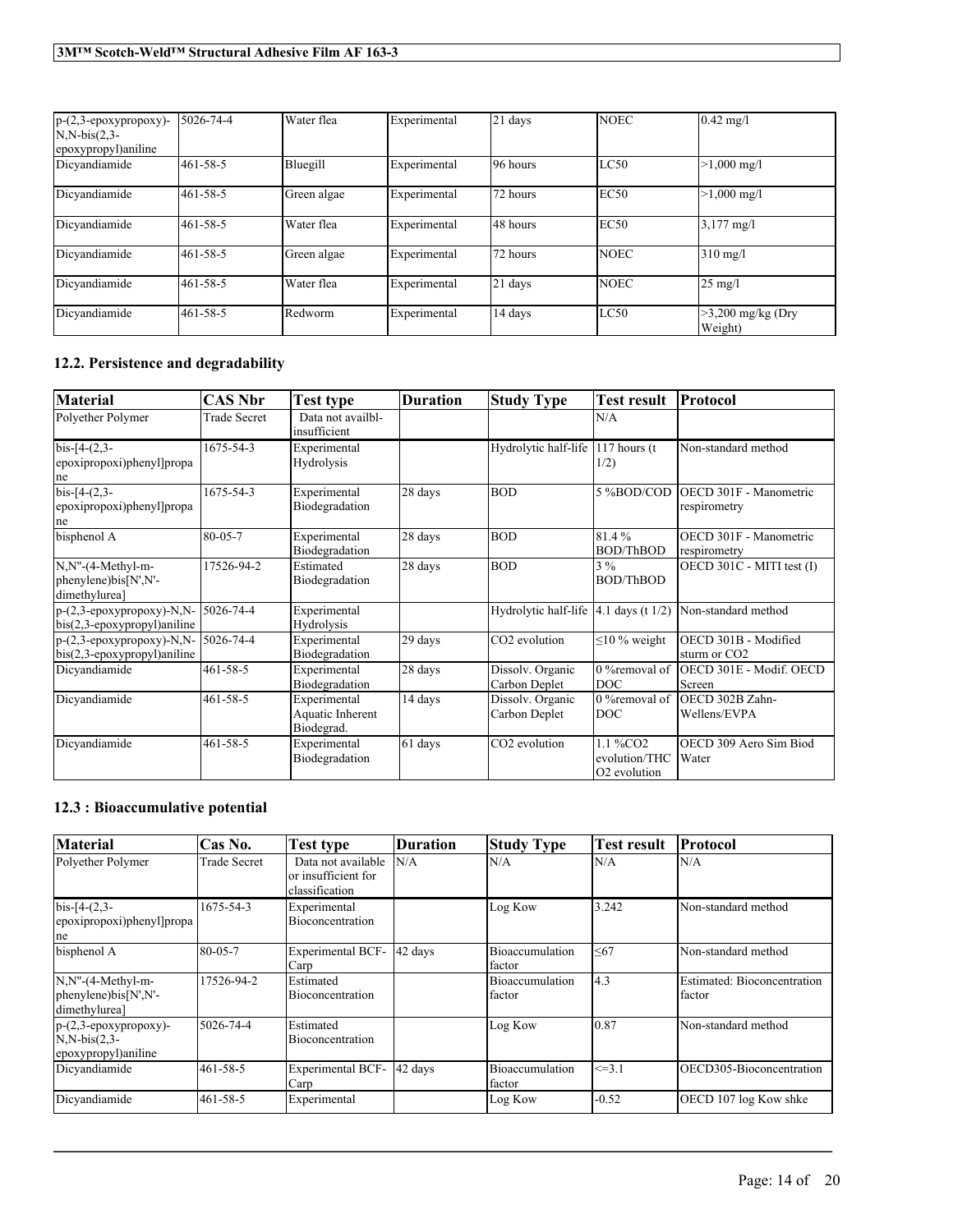| p-(2,3-epoxypropoxy)-N,N-bis(2,3-epoxypropyl)aniline | 5026-74-4 | Water flea | Experimental | 21 days | NOEC | 0.42 mg/l |
|---|---|---|---|---|---|---|
| Dicyandiamide | 461-58-5 | Bluegill | Experimental | 96 hours | LC50 | >1,000 mg/l |
| Dicyandiamide | 461-58-5 | Green algae | Experimental | 72 hours | EC50 | >1,000 mg/l |
| Dicyandiamide | 461-58-5 | Water flea | Experimental | 48 hours | EC50 | 3,177 mg/l |
| Dicyandiamide | 461-58-5 | Green algae | Experimental | 72 hours | NOEC | 310 mg/l |
| Dicyandiamide | 461-58-5 | Water flea | Experimental | 21 days | NOEC | 25 mg/l |
| Dicyandiamide | 461-58-5 | Redworm | Experimental | 14 days | LC50 | >3,200 mg/kg (Dry Weight) |

## 12.2. Persistence and degradability

| Material | CAS Nbr | Test type | Duration | Study Type | Test result | Protocol |
|---|---|---|---|---|---|---|
| Polyether Polymer | Trade Secret | Data not availbl-insufficient | | | N/A | |
| bis-[4-(2,3-epoxipropoxi)phenyl]propane | 1675-54-3 | Experimental Hydrolysis | | Hydrolytic half-life | 117 hours (t 1/2) | Non-standard method |
| bis-[4-(2,3-epoxipropoxi)phenyl]propane | 1675-54-3 | Experimental Biodegradation | 28 days | BOD | 5 %BOD/COD | OECD 301F - Manometric respirometry |
| bisphenol A | 80-05-7 | Experimental Biodegradation | 28 days | BOD | 81.4 % BOD/ThBOD | OECD 301F - Manometric respirometry |
| N,N''-(4-Methyl-m-phenylene)bis[N',N'-dimethylurea] | 17526-94-2 | Estimated Biodegradation | 28 days | BOD | 3 % BOD/ThBOD | OECD 301C - MITI test (I) |
| p-(2,3-epoxypropoxy)-N,N-bis(2,3-epoxypropyl)aniline | 5026-74-4 | Experimental Hydrolysis | | Hydrolytic half-life | 4.1 days (t 1/2) | Non-standard method |
| p-(2,3-epoxypropoxy)-N,N-bis(2,3-epoxypropyl)aniline | 5026-74-4 | Experimental Biodegradation | 29 days | $CO_2$ evolution | ≤10 % weight | OECD 301B - Modified sturm or $CO_2$ |
| Dicyandiamide | 461-58-5 | Experimental Biodegradation | 28 days | Dissolv. Organic Carbon Deplet | 0 %removal of DOC | OECD 301E - Modif. OECD Screen |
| Dicyandiamide | 461-58-5 | Experimental Aquatic Inherent Biodegrad. | 14 days | Dissolv. Organic Carbon Deplet | 0 %removal of DOC | OECD 302B Zahn-Wellens/EVPA |
| Dicyandiamide | 461-58-5 | Experimental Biodegradation | 61 days | $CO_2$ evolution | 1.1 %$CO_2$ evolution/THC $O_2$ evolution | OECD 309 Aero Sim Biod Water |

## 12.3 : Bioaccumulative potential

| Material | Cas No. | Test type | Duration | Study Type | Test result | Protocol |
|---|---|---|---|---|---|---|
| Polyether Polymer | Trade Secret | Data not available or insufficient for classification | N/A | N/A | N/A | N/A |
| bis-[4-(2,3-epoxipropoxi)phenyl]propane | 1675-54-3 | Experimental Bioconcentration | | Log Kow | 3.242 | Non-standard method |
| bisphenol A | 80-05-7 | Experimental BCF-Carp | 42 days | Bioaccumulation factor | ≤67 | Non-standard method |
| N,N''-(4-Methyl-m-phenylene)bis[N',N'-dimethylurea] | 17526-94-2 | Estimated Bioconcentration | | Bioaccumulation factor | 4.3 | Estimated: Bioconcentration factor |
| p-(2,3-epoxypropoxy)-N,N-bis(2,3-epoxypropyl)aniline | 5026-74-4 | Estimated Bioconcentration | | Log Kow | 0.87 | Non-standard method |
| Dicyandiamide | 461-58-5 | Experimental BCF-Carp | 42 days | Bioaccumulation factor | <=3.1 | OECD305-Bioconcentration |
| Dicyandiamide | 461-58-5 | Experimental | | Log Kow | -0.52 | OECD 107 log Kow shke |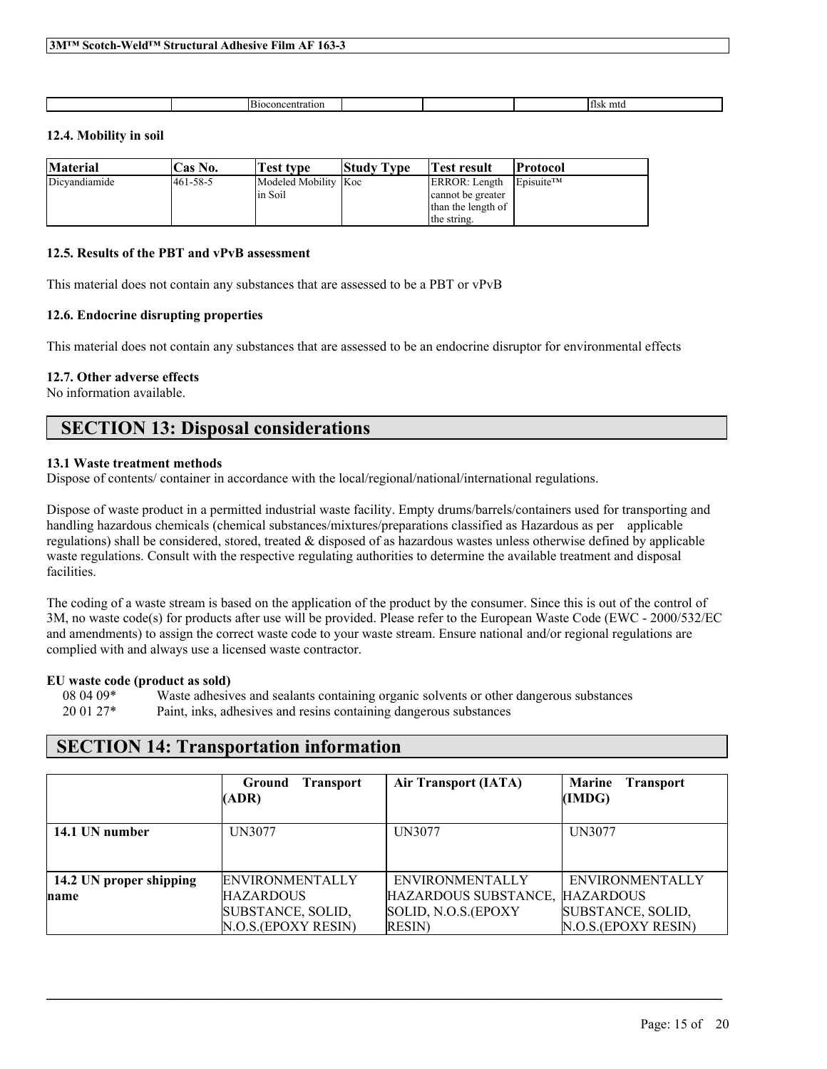| | | Bioconcentration | | | | flsk mtd |
|---|---|---|---|---|---|---|

### 12.4. Mobility in soil

| Material | Cas No. | Test type | Study Type | Test result | Protocol |
|---|---|---|---|---|---|
| Dicyandiamide | 461-58-5 | Modeled Mobility in Soil | Koc | ERROR: Length cannot be greater than the length of the string. | Episuite™ |

### 12.5. Results of the PBT and vPvB assessment

This material does not contain any substances that are assessed to be a PBT or vPvB

### 12.6. Endocrine disrupting properties

This material does not contain any substances that are assessed to be an endocrine disruptor for environmental effects

### 12.7. Other adverse effects

No information available.

## SECTION 13: Disposal considerations

### 13.1 Waste treatment methods

Dispose of contents/ container in accordance with the local/regional/national/international regulations.

Dispose of waste product in a permitted industrial waste facility. Empty drums/barrels/containers used for transporting and handling hazardous chemicals (chemical substances/mixtures/preparations classified as Hazardous as per applicable regulations) shall be considered, stored, treated & disposed of as hazardous wastes unless otherwise defined by applicable waste regulations. Consult with the respective regulating authorities to determine the available treatment and disposal facilities.

The coding of a waste stream is based on the application of the product by the consumer. Since this is out of the control of 3M, no waste code(s) for products after use will be provided. Please refer to the European Waste Code (EWC - 2000/532/EC and amendments) to assign the correct waste code to your waste stream. Ensure national and/or regional regulations are complied with and always use a licensed waste contractor.

**EU waste code (product as sold)**

08 04 09* Waste adhesives and sealants containing organic solvents or other dangerous substances
20 01 27* Paint, inks, adhesives and resins containing dangerous substances

## SECTION 14: Transportation information

| | Ground Transport (ADR) | Air Transport (IATA) | Marine Transport (IMDG) |
|---|---|---|---|
| **14.1 UN number** | UN3077 | UN3077 | UN3077 |
| **14.2 UN proper shipping name** | ENVIRONMENTALLY HAZARDOUS SUBSTANCE, SOLID, N.O.S.(EPOXY RESIN) | ENVIRONMENTALLY HAZARDOUS SUBSTANCE, SOLID, N.O.S.(EPOXY RESIN) | ENVIRONMENTALLY HAZARDOUS SUBSTANCE, SOLID, N.O.S.(EPOXY RESIN) |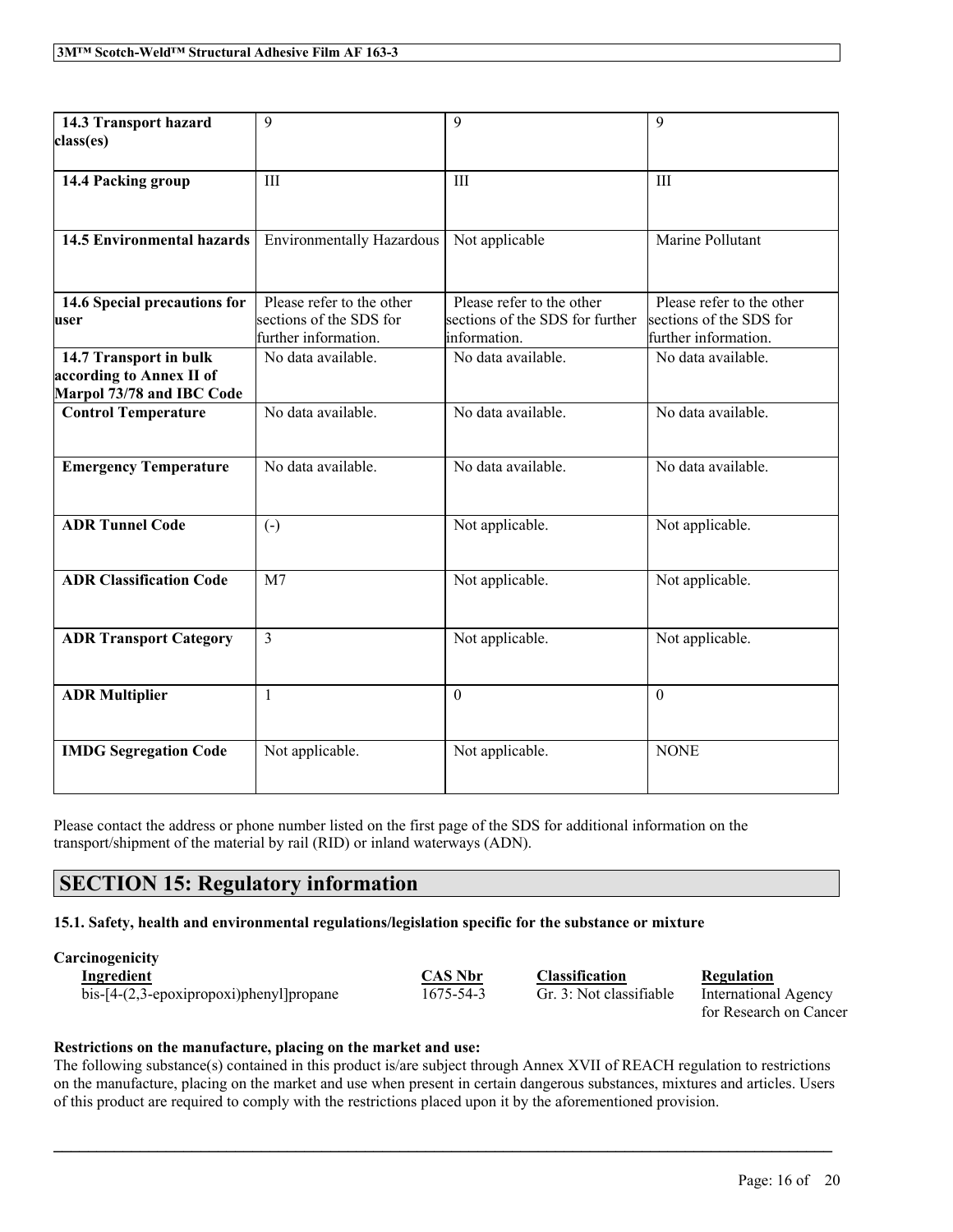| 14.3 Transport hazard class(es) | 9 | 9 | 9 |
|---|---|---|---|
| 14.4 Packing group | III | III | III |
| 14.5 Environmental hazards | Environmentally Hazardous | Not applicable | Marine Pollutant |
| 14.6 Special precautions for user | Please refer to the other sections of the SDS for further information. | Please refer to the other sections of the SDS for further information. | Please refer to the other sections of the SDS for further information. |
| 14.7 Transport in bulk according to Annex II of Marpol 73/78 and IBC Code | No data available. | No data available. | No data available. |
| Control Temperature | No data available. | No data available. | No data available. |
| Emergency Temperature | No data available. | No data available. | No data available. |
| ADR Tunnel Code | (-) | Not applicable. | Not applicable. |
| ADR Classification Code | M7 | Not applicable. | Not applicable. |
| ADR Transport Category | 3 | Not applicable. | Not applicable. |
| ADR Multiplier | 1 | 0 | 0 |
| IMDG Segregation Code | Not applicable. | Not applicable. | NONE |

Please contact the address or phone number listed on the first page of the SDS for additional information on the transport/shipment of the material by rail (RID) or inland waterways (ADN).

# SECTION 15: Regulatory information

### 15.1. Safety, health and environmental regulations/legislation specific for the substance or mixture

**Carcinogenicity**

| Ingredient | CAS Nbr | Classification | Regulation |
|---|---|---|---|
| bis-[4-(2,3-epoxipropoxi)phenyl]propane | 1675-54-3 | Gr. 3: Not classifiable | International Agency for Research on Cancer |

**Restrictions on the manufacture, placing on the market and use:**

The following substance(s) contained in this product is/are subject through Annex XVII of REACH regulation to restrictions on the manufacture, placing on the market and use when present in certain dangerous substances, mixtures and articles. Users of this product are required to comply with the restrictions placed upon it by the aforementioned provision.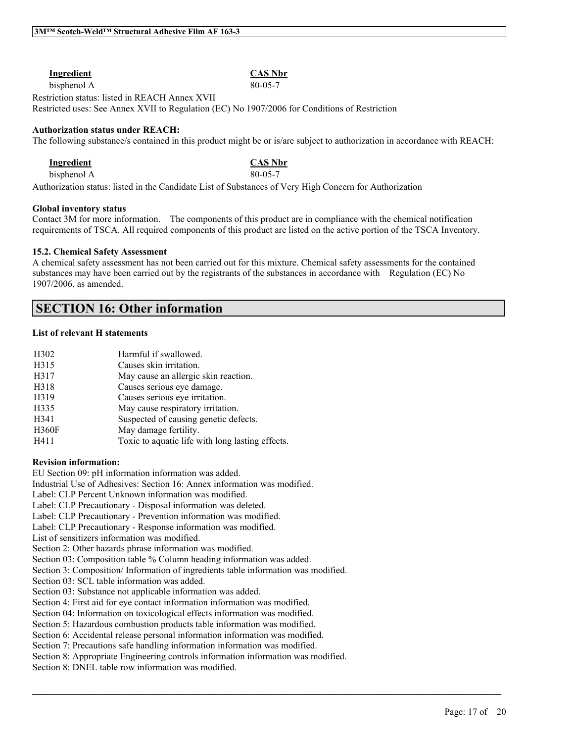| Ingredient | CAS Nbr |
| --- | --- |
| bisphenol A | 80-05-7 |

Restriction status: listed in REACH Annex XVII
Restricted uses: See Annex XVII to Regulation (EC) No 1907/2006 for Conditions of Restriction

**Authorization status under REACH:**
The following substance/s contained in this product might be or is/are subject to authorization in accordance with REACH:

| Ingredient | CAS Nbr |
| --- | --- |
| bisphenol A | 80-05-7 |

Authorization status: listed in the Candidate List of Substances of Very High Concern for Authorization

**Global inventory status**
Contact 3M for more information. The components of this product are in compliance with the chemical notification requirements of TSCA. All required components of this product are listed on the active portion of the TSCA Inventory.

**15.2. Chemical Safety Assessment**
A chemical safety assessment has not been carried out for this mixture. Chemical safety assessments for the contained substances may have been carried out by the registrants of the substances in accordance with Regulation (EC) No 1907/2006, as amended.

## SECTION 16: Other information

**List of relevant H statements**

| | |
| --- | --- |
| H302 | Harmful if swallowed. |
| H315 | Causes skin irritation. |
| H317 | May cause an allergic skin reaction. |
| H318 | Causes serious eye damage. |
| H319 | Causes serious eye irritation. |
| H335 | May cause respiratory irritation. |
| H341 | Suspected of causing genetic defects. |
| H360F | May damage fertility. |
| H411 | Toxic to aquatic life with long lasting effects. |

**Revision information:**
EU Section 09: pH information information was added.
Industrial Use of Adhesives: Section 16: Annex information was modified.
Label: CLP Percent Unknown information was modified.
Label: CLP Precautionary - Disposal information was deleted.
Label: CLP Precautionary - Prevention information was modified.
Label: CLP Precautionary - Response information was modified.
List of sensitizers information was modified.
Section 2: Other hazards phrase information was modified.
Section 03: Composition table % Column heading information was added.
Section 3: Composition/ Information of ingredients table information was modified.
Section 03: SCL table information was added.
Section 03: Substance not applicable information was added.
Section 4: First aid for eye contact information information was modified.
Section 04: Information on toxicological effects information was modified.
Section 5: Hazardous combustion products table information was modified.
Section 6: Accidental release personal information information was modified.
Section 7: Precautions safe handling information information was modified.
Section 8: Appropriate Engineering controls information information was modified.
Section 8: DNEL table row information was modified.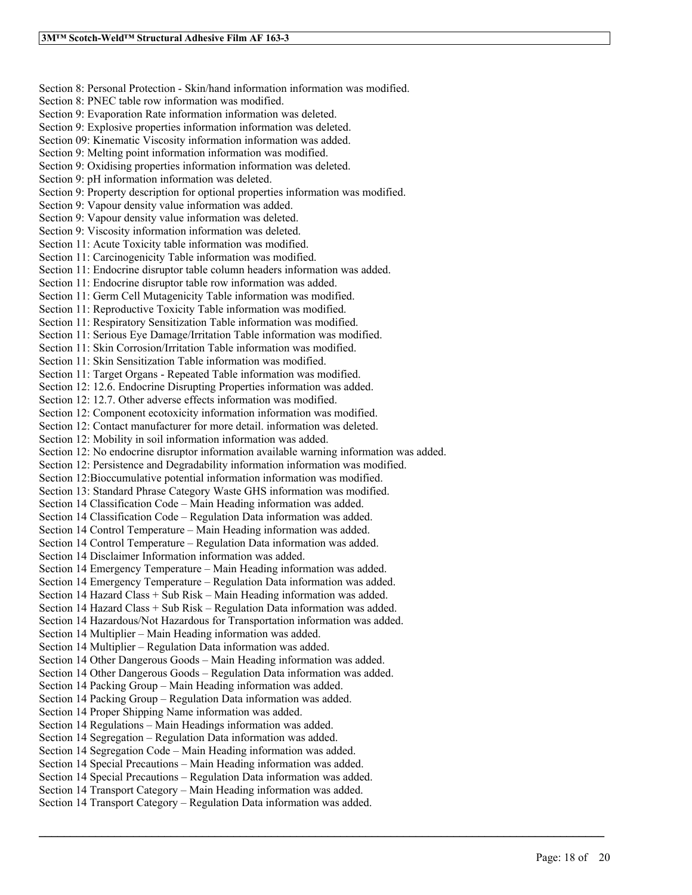Section 8: Personal Protection - Skin/hand information information was modified.
Section 8: PNEC table row information was modified.
Section 9: Evaporation Rate information information was deleted.
Section 9: Explosive properties information information was deleted.
Section 09: Kinematic Viscosity information information was added.
Section 9: Melting point information information was modified.
Section 9: Oxidising properties information information was deleted.
Section 9: pH information information was deleted.
Section 9: Property description for optional properties information was modified.
Section 9: Vapour density value information was added.
Section 9: Vapour density value information was deleted.
Section 9: Viscosity information information was deleted.
Section 11: Acute Toxicity table information was modified.
Section 11: Carcinogenicity Table information was modified.
Section 11: Endocrine disruptor table column headers information was added.
Section 11: Endocrine disruptor table row information was added.
Section 11: Germ Cell Mutagenicity Table information was modified.
Section 11: Reproductive Toxicity Table information was modified.
Section 11: Respiratory Sensitization Table information was modified.
Section 11: Serious Eye Damage/Irritation Table information was modified.
Section 11: Skin Corrosion/Irritation Table information was modified.
Section 11: Skin Sensitization Table information was modified.
Section 11: Target Organs - Repeated Table information was modified.
Section 12: 12.6. Endocrine Disrupting Properties information was added.
Section 12: 12.7. Other adverse effects information was modified.
Section 12: Component ecotoxicity information information was modified.
Section 12: Contact manufacturer for more detail. information was deleted.
Section 12: Mobility in soil information information was added.
Section 12: No endocrine disruptor information available warning information was added.
Section 12: Persistence and Degradability information information was modified.
Section 12:Bioccumulative potential information information was modified.
Section 13: Standard Phrase Category Waste GHS information was modified.
Section 14 Classification Code – Main Heading information was added.
Section 14 Classification Code – Regulation Data information was added.
Section 14 Control Temperature – Main Heading information was added.
Section 14 Control Temperature – Regulation Data information was added.
Section 14 Disclaimer Information information was added.
Section 14 Emergency Temperature – Main Heading information was added.
Section 14 Emergency Temperature – Regulation Data information was added.
Section 14 Hazard Class + Sub Risk – Main Heading information was added.
Section 14 Hazard Class + Sub Risk – Regulation Data information was added.
Section 14 Hazardous/Not Hazardous for Transportation information was added.
Section 14 Multiplier – Main Heading information was added.
Section 14 Multiplier – Regulation Data information was added.
Section 14 Other Dangerous Goods – Main Heading information was added.
Section 14 Other Dangerous Goods – Regulation Data information was added.
Section 14 Packing Group – Main Heading information was added.
Section 14 Packing Group – Regulation Data information was added.
Section 14 Proper Shipping Name information was added.
Section 14 Regulations – Main Headings information was added.
Section 14 Segregation – Regulation Data information was added.
Section 14 Segregation Code – Main Heading information was added.
Section 14 Special Precautions – Main Heading information was added.
Section 14 Special Precautions – Regulation Data information was added.
Section 14 Transport Category – Main Heading information was added.
Section 14 Transport Category – Regulation Data information was added.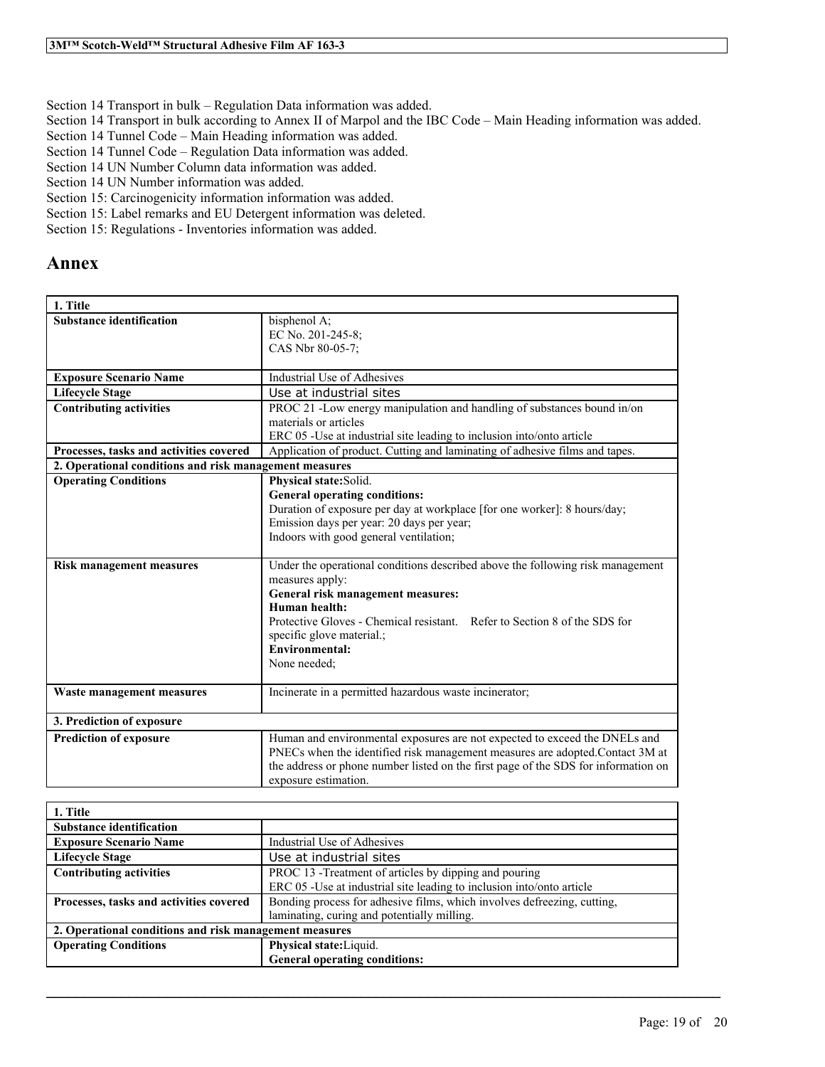Section 14 Transport in bulk – Regulation Data information was added.
Section 14 Transport in bulk according to Annex II of Marpol and the IBC Code – Main Heading information was added.
Section 14 Tunnel Code – Main Heading information was added.
Section 14 Tunnel Code – Regulation Data information was added.
Section 14 UN Number Column data information was added.
Section 14 UN Number information was added.
Section 15: Carcinogenicity information information was added.
Section 15: Label remarks and EU Detergent information was deleted.
Section 15: Regulations - Inventories information was added.

## Annex

| **1. Title** | |
|---|---|
| **Substance identification** | bisphenol A;<br>EC No. 201-245-8;<br>CAS Nbr 80-05-7; |
| **Exposure Scenario Name** | Industrial Use of Adhesives |
| **Lifecycle Stage** | Use at industrial sites |
| **Contributing activities** | PROC 21 -Low energy manipulation and handling of substances bound in/on materials or articles<br>ERC 05 -Use at industrial site leading to inclusion into/onto article |
| **Processes, tasks and activities covered** | Application of product. Cutting and laminating of adhesive films and tapes. |
| **2. Operational conditions and risk management measures** | |
| **Operating Conditions** | **Physical state:**Solid.<br>**General operating conditions:**<br>Duration of exposure per day at workplace [for one worker]: 8 hours/day;<br>Emission days per year: 20 days per year;<br>Indoors with good general ventilation; |
| **Risk management measures** | Under the operational conditions described above the following risk management measures apply:<br>**General risk management measures:**<br>**Human health:**<br>Protective Gloves - Chemical resistant. Refer to Section 8 of the SDS for specific glove material.;<br>**Environmental:**<br>None needed; |
| **Waste management measures** | Incinerate in a permitted hazardous waste incinerator; |
| **3. Prediction of exposure** | |
| **Prediction of exposure** | Human and environmental exposures are not expected to exceed the DNELs and PNECs when the identified risk management measures are adopted.Contact 3M at the address or phone number listed on the first page of the SDS for information on exposure estimation. |

| **1. Title** | |
|---|---|
| **Substance identification** | |
| **Exposure Scenario Name** | Industrial Use of Adhesives |
| **Lifecycle Stage** | Use at industrial sites |
| **Contributing activities** | PROC 13 -Treatment of articles by dipping and pouring<br>ERC 05 -Use at industrial site leading to inclusion into/onto article |
| **Processes, tasks and activities covered** | Bonding process for adhesive films, which involves defreezing, cutting, laminating, curing and potentially milling. |
| **2. Operational conditions and risk management measures** | |
| **Operating Conditions** | **Physical state:**Liquid.<br>**General operating conditions:** |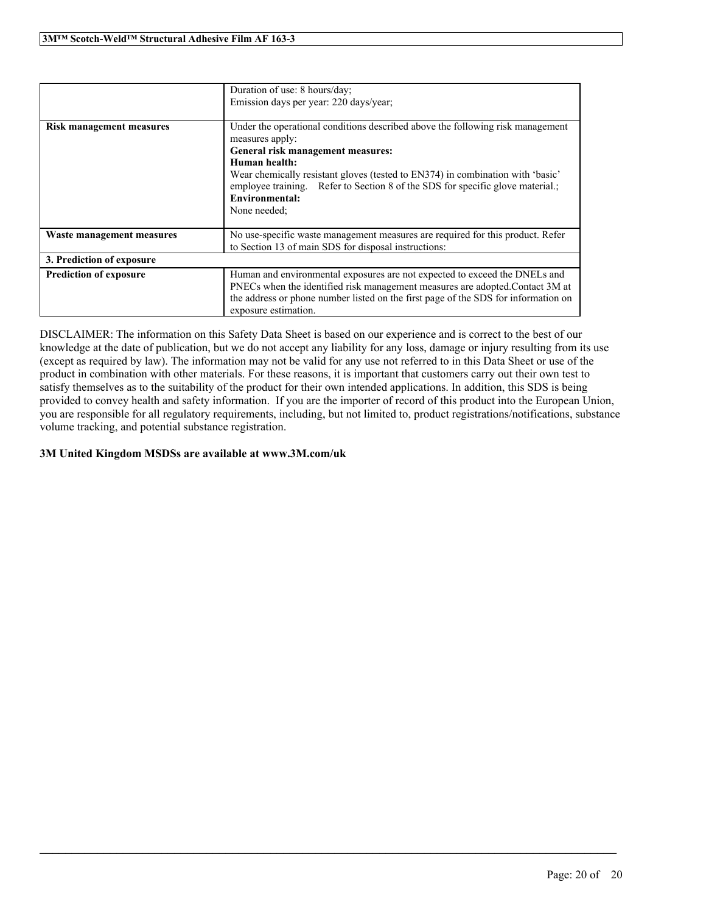| | |
|---|---|
| | Duration of use: 8 hours/day;<br>Emission days per year: 220 days/year; |
| **Risk management measures** | Under the operational conditions described above the following risk management measures apply:<br>**General risk management measures:**<br>**Human health:**<br>Wear chemically resistant gloves (tested to EN374) in combination with 'basic' employee training. Refer to Section 8 of the SDS for specific glove material.;<br>**Environmental:**<br>None needed; |
| **Waste management measures** | No use-specific waste management measures are required for this product. Refer to Section 13 of main SDS for disposal instructions: |
| **3. Prediction of exposure** | |
| **Prediction of exposure** | Human and environmental exposures are not expected to exceed the DNELs and PNECs when the identified risk management measures are adopted.Contact 3M at the address or phone number listed on the first page of the SDS for information on exposure estimation. |

DISCLAIMER: The information on this Safety Data Sheet is based on our experience and is correct to the best of our knowledge at the date of publication, but we do not accept any liability for any loss, damage or injury resulting from its use (except as required by law). The information may not be valid for any use not referred to in this Data Sheet or use of the product in combination with other materials. For these reasons, it is important that customers carry out their own test to satisfy themselves as to the suitability of the product for their own intended applications. In addition, this SDS is being provided to convey health and safety information. If you are the importer of record of this product into the European Union, you are responsible for all regulatory requirements, including, but not limited to, product registrations/notifications, substance volume tracking, and potential substance registration.

**3M United Kingdom MSDSs are available at www.3M.com/uk**